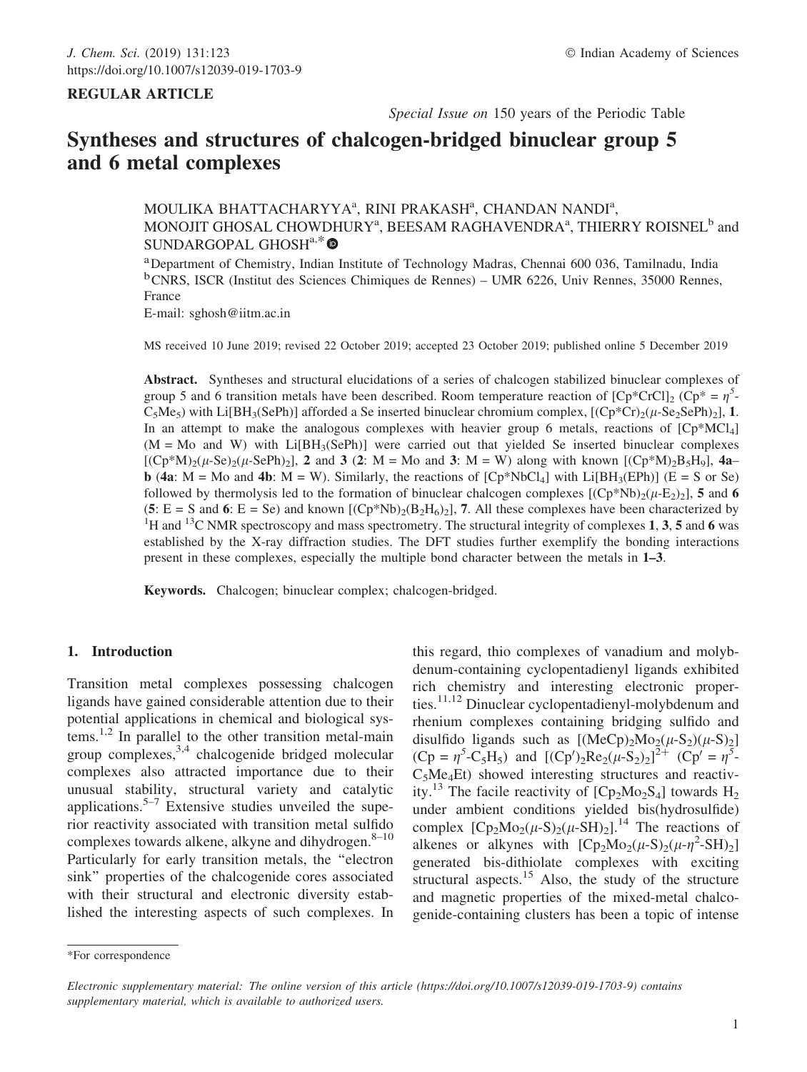REGULAR ARTICLE

*Special Issue on 150 years of the Periodic Table*

# Syntheses and structures of chalcogen-bridged binuclear group 5 and 6 metal complexes

MOULIKA BHATTACHARYYA[a], RINI PRAKASH[a], CHANDAN NANDI[a], MONOJIT GHOSAL CHOWDHURY[a], BEESAM RAGHAVENDRA[a], THIERRY ROISNEL[b] and SUNDARGOPAL GHOSH[a,*]

[a]Department of Chemistry, Indian Institute of Technology Madras, Chennai 600 036, Tamilnadu, India
[b]CNRS, ISCR (Institut des Sciences Chimiques de Rennes) – UMR 6226, Univ Rennes, 35000 Rennes, France
E-mail: sghosh@iitm.ac.in

MS received 10 June 2019; revised 22 October 2019; accepted 23 October 2019; published online 5 December 2019

**Abstract.** Syntheses and structural elucidations of a series of chalcogen stabilized binuclear complexes of group 5 and 6 transition metals have been described. Room temperature reaction of $[Cp^*CrCl]_2$ ($Cp^* = \eta^5$-$C_5Me_5$) with $Li[BH_3(SePh)]$ afforded a Se inserted binuclear chromium complex, $[(Cp^*Cr)_2(\mu\text{-}Se_2SePh)_2]$, **1**. In an attempt to make the analogous complexes with heavier group 6 metals, reactions of $[Cp^*MCl_4]$ (M = Mo and W) with $Li[BH_3(SePh)]$ were carried out that yielded Se inserted binuclear complexes $[(Cp^*M)_2(\mu\text{-}Se)_2(\mu\text{-}SePh)_2]$, **2** and **3** (**2**: M = Mo and **3**: M = W) along with known $[(Cp^*M)_2B_5H_9]$, **4a–b** (**4a**: M = Mo and **4b**: M = W). Similarly, the reactions of $[Cp^*NbCl_4]$ with $Li[BH_3(EPh)]$ (E = S or Se) followed by thermolysis led to the formation of binuclear chalcogen complexes $[(Cp^*Nb)_2(\mu\text{-}E_2)_2]$, **5** and **6** (**5**: E = S and **6**: E = Se) and known $[(Cp^*Nb)_2(B_2H_6)_2]$, **7**. All these complexes have been characterized by $^1H$ and $^{13}C$ NMR spectroscopy and mass spectrometry. The structural integrity of complexes **1**, **3**, **5** and **6** was established by the X-ray diffraction studies. The DFT studies further exemplify the bonding interactions present in these complexes, especially the multiple bond character between the metals in **1–3**.

**Keywords.** Chalcogen; binuclear complex; chalcogen-bridged.

## 1. Introduction

Transition metal complexes possessing chalcogen ligands have gained considerable attention due to their potential applications in chemical and biological systems.[1,2] In parallel to the other transition metal-main group complexes,[3,4] chalcogenide bridged molecular complexes also attracted importance due to their unusual stability, structural variety and catalytic applications.[5–7] Extensive studies unveiled the superior reactivity associated with transition metal sulfido complexes towards alkene, alkyne and dihydrogen.[8–10] Particularly for early transition metals, the "electron sink" properties of the chalcogenide cores associated with their structural and electronic diversity established the interesting aspects of such complexes. In this regard, thio complexes of vanadium and molybdenum-containing cyclopentadienyl ligands exhibited rich chemistry and interesting electronic properties.[11,12] Dinuclear cyclopentadienyl-molybdenum and rhenium complexes containing bridging sulfido and disulfido ligands such as $[(MeCp)_2Mo_2(\mu\text{-}S_2)(\mu\text{-}S)_2]$ ($Cp = \eta^5$-$C_5H_5$) and $[(Cp')_2Re_2(\mu\text{-}S_2)_2]^{2+}$ ($Cp' = \eta^5$-$C_5Me_4Et$) showed interesting structures and reactivity.[13] The facile reactivity of $[Cp_2Mo_2S_4]$ towards $H_2$ under ambient conditions yielded bis(hydrosulfide) complex $[Cp_2Mo_2(\mu\text{-}S)_2(\mu\text{-}SH)_2]$.[14] The reactions of alkenes or alkynes with $[Cp_2Mo_2(\mu\text{-}S)_2(\mu\text{-}\eta^2\text{-}SH)_2]$ generated bis-dithiolate complexes with exciting structural aspects.[15] Also, the study of the structure and magnetic properties of the mixed-metal chalcogenide-containing clusters has been a topic of intense

*For correspondence

*Electronic supplementary material: The online version of this article (https://doi.org/10.1007/s12039-019-1703-9) contains supplementary material, which is available to authorized users.*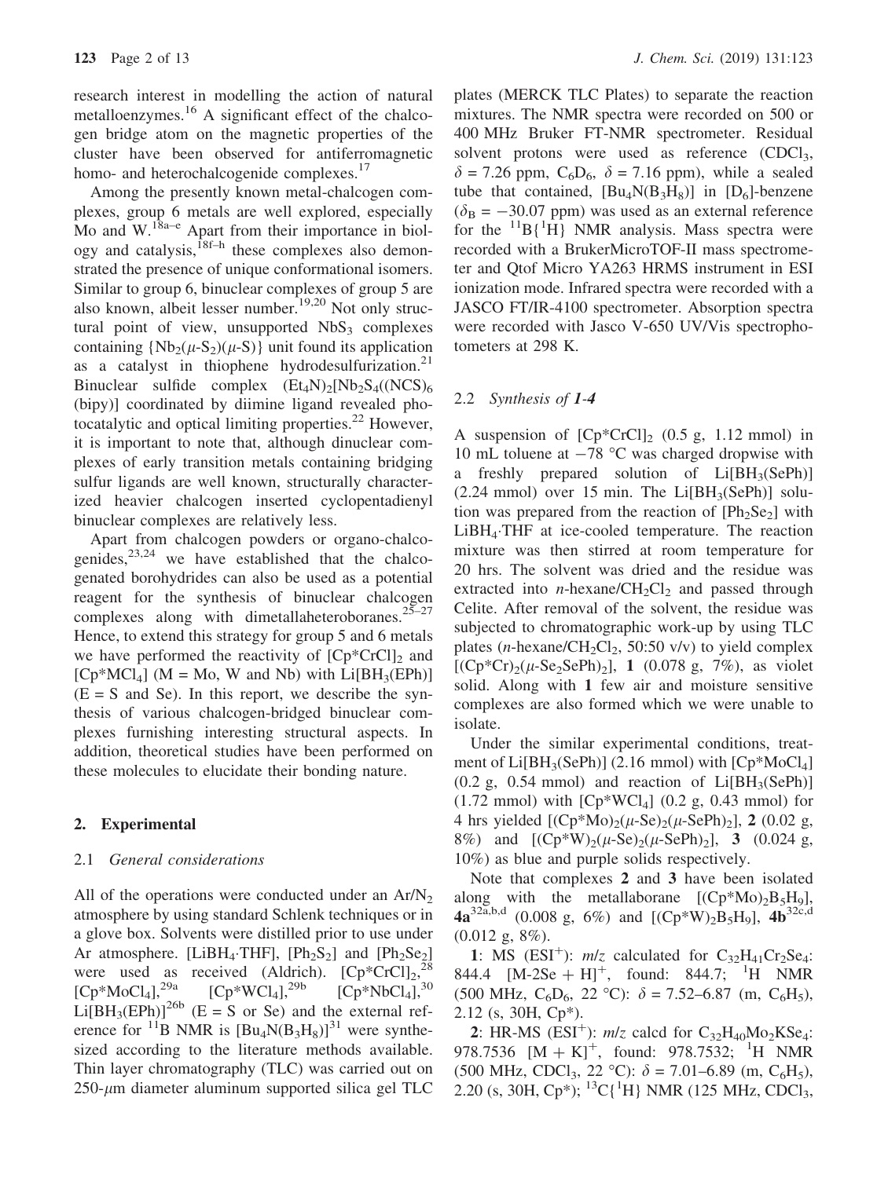research interest in modelling the action of natural metalloenzymes.[16] A significant effect of the chalcogen bridge atom on the magnetic properties of the cluster have been observed for antiferromagnetic homo- and heterochalcogenide complexes.[17]

Among the presently known metal-chalcogen complexes, group 6 metals are well explored, especially Mo and W.[18a–e] Apart from their importance in biology and catalysis,[18f–h] these complexes also demonstrated the presence of unique conformational isomers. Similar to group 6, binuclear complexes of group 5 are also known, albeit lesser number.[19,20] Not only structural point of view, unsupported $NbS_3$ complexes containing $\{Nb_2(\mu\text{-}S_2)(\mu\text{-}S)\}$ unit found its application as a catalyst in thiophene hydrodesulfurization.[21] Binuclear sulfide complex $(Et_4N)_2[Nb_2S_4((NCS)_6$(bipy)] coordinated by diimine ligand revealed photocatalytic and optical limiting properties.[22] However, it is important to note that, although dinuclear complexes of early transition metals containing bridging sulfur ligands are well known, structurally characterized heavier chalcogen inserted cyclopentadienyl binuclear complexes are relatively less.

Apart from chalcogen powders or organo-chalcogenides,[23,24] we have established that the chalcogenated borohydrides can also be used as a potential reagent for the synthesis of binuclear chalcogen complexes along with dimetallaheteroboranes.[25–27] Hence, to extend this strategy for group 5 and 6 metals we have performed the reactivity of $[Cp^*CrCl]_2$ and $[Cp^*MCl_4]$ (M = Mo, W and Nb) with $Li[BH_3(EPh)]$ (E = S and Se). In this report, we describe the synthesis of various chalcogen-bridged binuclear complexes furnishing interesting structural aspects. In addition, theoretical studies have been performed on these molecules to elucidate their bonding nature.

## 2. Experimental

### 2.1 *General considerations*

All of the operations were conducted under an $Ar/N_2$ atmosphere by using standard Schlenk techniques or in a glove box. Solvents were distilled prior to use under Ar atmosphere. $[LiBH_4{\cdot}THF]$, $[Ph_2S_2]$ and $[Ph_2Se_2]$ were used as received (Aldrich). $[Cp^*CrCl]_2$,[28] $[Cp^*MoCl_4]$,[29a] $[Cp^*WCl_4]$,[29b] $[Cp^*NbCl_4]$,[30] $Li[BH_3(EPh)]$[26b] (E = S or Se) and the external reference for $^{11}B$ NMR is $[Bu_4N(B_3H_8)]$[31] were synthesized according to the literature methods available. Thin layer chromatography (TLC) was carried out on 250-$\mu$m diameter aluminum supported silica gel TLC plates (MERCK TLC Plates) to separate the reaction mixtures. The NMR spectra were recorded on 500 or 400 MHz Bruker FT-NMR spectrometer. Residual solvent protons were used as reference ($CDCl_3$, $\delta = 7.26$ ppm, $C_6D_6$, $\delta = 7.16$ ppm), while a sealed tube that contained, $[Bu_4N(B_3H_8)]$ in $[D_6]$-benzene ($\delta_B = -30.07$ ppm) was used as an external reference for the $^{11}B\{^1H\}$ NMR analysis. Mass spectra were recorded with a BrukerMicroTOF-II mass spectrometer and Qtof Micro YA263 HRMS instrument in ESI ionization mode. Infrared spectra were recorded with a JASCO FT/IR-4100 spectrometer. Absorption spectra were recorded with Jasco V-650 UV/Vis spectrophotometers at 298 K.

### 2.2 *Synthesis of **1-4***

A suspension of $[Cp^*CrCl]_2$ (0.5 g, 1.12 mmol) in 10 mL toluene at −78 °C was charged dropwise with a freshly prepared solution of $Li[BH_3(SePh)]$ (2.24 mmol) over 15 min. The $Li[BH_3(SePh)]$ solution was prepared from the reaction of $[Ph_2Se_2]$ with $LiBH_4{\cdot}THF$ at ice-cooled temperature. The reaction mixture was then stirred at room temperature for 20 hrs. The solvent was dried and the residue was extracted into *n*-hexane/$CH_2Cl_2$ and passed through Celite. After removal of the solvent, the residue was subjected to chromatographic work-up by using TLC plates (*n*-hexane/$CH_2Cl_2$, 50:50 v/v) to yield complex $[(Cp^*Cr)_2(\mu\text{-}Se_2SePh)_2]$, **1** (0.078 g, 7%), as violet solid. Along with **1** few air and moisture sensitive complexes are also formed which we were unable to isolate.

Under the similar experimental conditions, treatment of $Li[BH_3(SePh)]$ (2.16 mmol) with $[Cp^*MoCl_4]$ (0.2 g, 0.54 mmol) and reaction of $Li[BH_3(SePh)]$ (1.72 mmol) with $[Cp^*WCl_4]$ (0.2 g, 0.43 mmol) for 4 hrs yielded $[(Cp^*Mo)_2(\mu\text{-}Se)_2(\mu\text{-}SePh)_2]$, **2** (0.02 g, 8%) and $[(Cp^*W)_2(\mu\text{-}Se)_2(\mu\text{-}SePh)_2]$, **3** (0.024 g, 10%) as blue and purple solids respectively.

Note that complexes **2** and **3** have been isolated along with the metallaborane $[(Cp^*Mo)_2B_5H_9]$, **4a**[32a,b,d] (0.008 g, 6%) and $[(Cp^*W)_2B_5H_9]$, **4b**[32c,d] (0.012 g, 8%).

**1**: MS (ESI$^+$): *m/z* calculated for $C_{32}H_{41}Cr_2Se_4$: 844.4 $[M\text{-}2Se + H]^+$, found: 844.7; $^1H$ NMR (500 MHz, $C_6D_6$, 22 °C): $\delta$ = 7.52–6.87 (m, $C_6H_5$), 2.12 (s, 30H, Cp*).

**2**: HR-MS (ESI$^+$): *m/z* calcd for $C_{32}H_{40}Mo_2KSe_4$: 978.7536 $[M + K]^+$, found: 978.7532; $^1H$ NMR (500 MHz, $CDCl_3$, 22 °C): $\delta$ = 7.01–6.89 (m, $C_6H_5$), 2.20 (s, 30H, Cp*); $^{13}C\{^1H\}$ NMR (125 MHz, $CDCl_3$,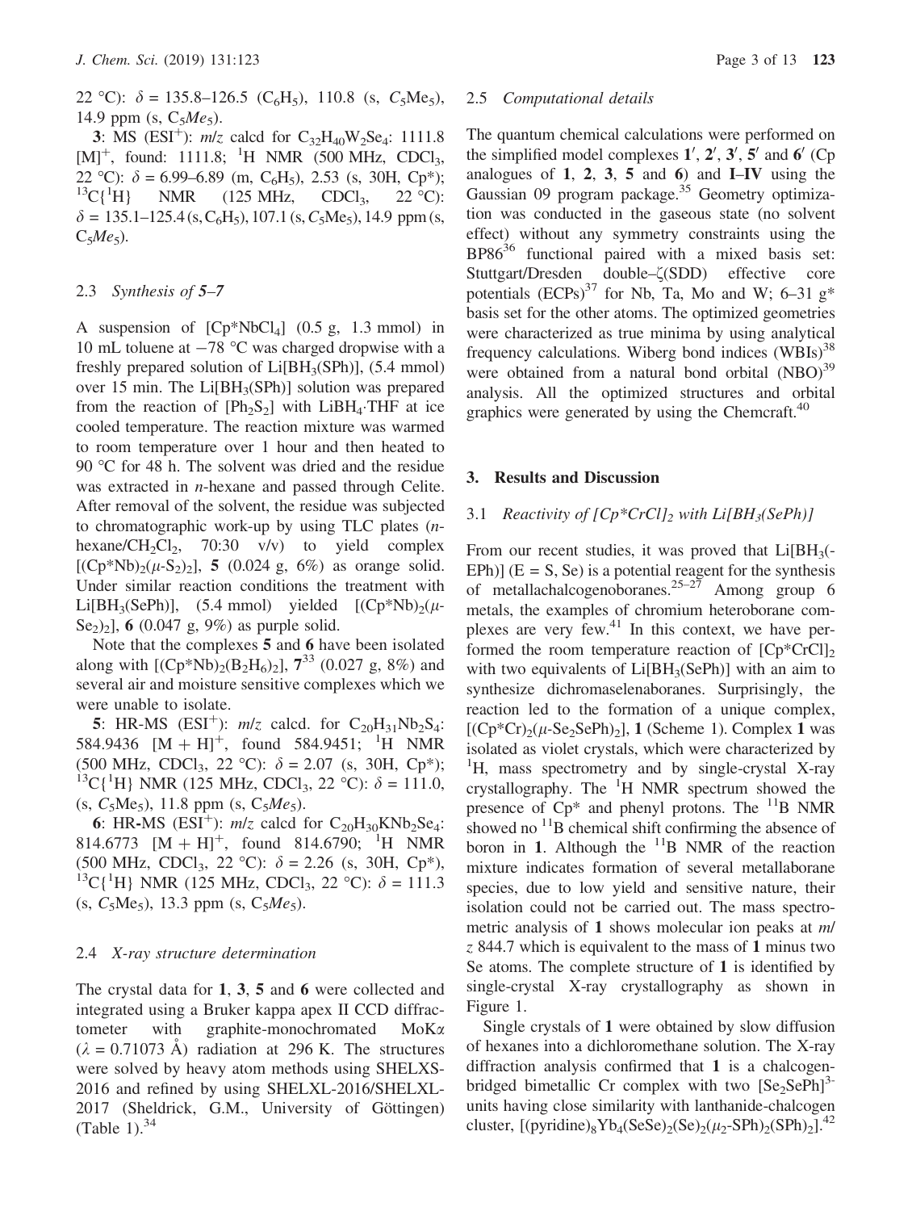22 °C): $\delta$ = 135.8–126.5 ($C_6H_5$), 110.8 (s, $C_5$Me$_5$), 14.9 ppm (s, $C_5Me_5$).

**3**: MS (ESI$^+$): $m/z$ calcd for $C_{32}H_{40}W_2Se_4$: 1111.8 $[M]^+$, found: 1111.8; $^1$H NMR (500 MHz, $CDCl_3$, 22 °C): $\delta$ = 6.99–6.89 (m, $C_6H_5$), 2.53 (s, 30H, Cp*); $^{13}C\{^1H\}$ NMR (125 MHz, $CDCl_3$, 22 °C): $\delta$ = 135.1–125.4 (s, $C_6H_5$), 107.1 (s, $C_5$Me$_5$), 14.9 ppm (s, $C_5Me_5$).

### 2.3 *Synthesis of 5–7*

A suspension of [Cp*NbCl$_4$] (0.5 g, 1.3 mmol) in 10 mL toluene at −78 °C was charged dropwise with a freshly prepared solution of Li[BH$_3$(SPh)], (5.4 mmol) over 15 min. The Li[BH$_3$(SPh)] solution was prepared from the reaction of [Ph$_2$S$_2$] with LiBH$_4$·THF at ice cooled temperature. The reaction mixture was warmed to room temperature over 1 hour and then heated to 90 °C for 48 h. The solvent was dried and the residue was extracted in *n*-hexane and passed through Celite. After removal of the solvent, the residue was subjected to chromatographic work-up by using TLC plates (*n*-hexane/$CH_2Cl_2$, 70:30 v/v) to yield complex [(Cp*Nb)$_2$($\mu$-S$_2$)$_2$], **5** (0.024 g, 6%) as orange solid. Under similar reaction conditions the treatment with Li[BH$_3$(SePh)], (5.4 mmol) yielded [(Cp*Nb)$_2$($\mu$-Se$_2$)$_2$], **6** (0.047 g, 9%) as purple solid.

Note that the complexes **5** and **6** have been isolated along with [(Cp*Nb)$_2$(B$_2$H$_6$)$_2$], **7**[33] (0.027 g, 8%) and several air and moisture sensitive complexes which we were unable to isolate.

**5**: HR-MS (ESI$^+$): $m/z$ calcd. for $C_{20}H_{31}Nb_2S_4$: 584.9436 $[M + H]^+$, found 584.9451; $^1$H NMR (500 MHz, $CDCl_3$, 22 °C): $\delta$ = 2.07 (s, 30H, Cp*); $^{13}C\{^1H\}$ NMR (125 MHz, $CDCl_3$, 22 °C): $\delta$ = 111.0, (s, $C_5$Me$_5$), 11.8 ppm (s, $C_5Me_5$).

**6**: HR-MS (ESI$^+$): $m/z$ calcd for $C_{20}H_{30}KNb_2Se_4$: 814.6773 $[M + H]^+$, found 814.6790; $^1$H NMR (500 MHz, $CDCl_3$, 22 °C): $\delta$ = 2.26 (s, 30H, Cp*), $^{13}C\{^1H\}$ NMR (125 MHz, $CDCl_3$, 22 °C): $\delta$ = 111.3 (s, $C_5$Me$_5$), 13.3 ppm (s, $C_5Me_5$).

### 2.4 *X-ray structure determination*

The crystal data for **1**, **3**, **5** and **6** were collected and integrated using a Bruker kappa apex II CCD diffractometer with graphite-monochromated MoK$\alpha$ ($\lambda$ = 0.71073 Å) radiation at 296 K. The structures were solved by heavy atom methods using SHELXS-2016 and refined by using SHELXL-2016/SHELXL-2017 (Sheldrick, G.M., University of Göttingen) (Table 1).[34]

### 2.5 *Computational details*

The quantum chemical calculations were performed on the simplified model complexes **1′**, **2′**, **3′**, **5′** and **6′** (Cp analogues of **1**, **2**, **3**, **5** and **6**) and **I–IV** using the Gaussian 09 program package.[35] Geometry optimization was conducted in the gaseous state (no solvent effect) without any symmetry constraints using the BP86[36] functional paired with a mixed basis set: Stuttgart/Dresden double–ζ(SDD) effective core potentials (ECPs)[37] for Nb, Ta, Mo and W; 6–31 g* basis set for the other atoms. The optimized geometries were characterized as true minima by using analytical frequency calculations. Wiberg bond indices (WBIs)[38] were obtained from a natural bond orbital (NBO)[39] analysis. All the optimized structures and orbital graphics were generated by using the Chemcraft.[40]

## 3. Results and Discussion

### 3.1 *Reactivity of [Cp*CrCl]$_2$ with Li[BH$_3$(SePh)]*

From our recent studies, it was proved that Li[BH$_3$(EPh)] (E = S, Se) is a potential reagent for the synthesis of metallachalcogenoboranes.[25–27] Among group 6 metals, the examples of chromium heteroborane complexes are very few.[41] In this context, we have performed the room temperature reaction of [Cp*CrCl]$_2$ with two equivalents of Li[BH$_3$(SePh)] with an aim to synthesize dichromaselenaboranes. Surprisingly, the reaction led to the formation of a unique complex, [(Cp*Cr)$_2$($\mu$-Se$_2$SePh)$_2$], **1** (Scheme 1). Complex **1** was isolated as violet crystals, which were characterized by $^1$H, mass spectrometry and by single-crystal X-ray crystallography. The $^1$H NMR spectrum showed the presence of Cp* and phenyl protons. The $^{11}$B NMR showed no $^{11}$B chemical shift confirming the absence of boron in **1**. Although the $^{11}$B NMR of the reaction mixture indicates formation of several metallaborane species, due to low yield and sensitive nature, their isolation could not be carried out. The mass spectrometric analysis of **1** shows molecular ion peaks at $m/z$ 844.7 which is equivalent to the mass of **1** minus two Se atoms. The complete structure of **1** is identified by single-crystal X-ray crystallography as shown in Figure 1.

Single crystals of **1** were obtained by slow diffusion of hexanes into a dichloromethane solution. The X-ray diffraction analysis confirmed that **1** is a chalcogen-bridged bimetallic Cr complex with two [Se$_2$SePh]$^{3-}$ units having close similarity with lanthanide-chalcogen cluster, [(pyridine)$_8$Yb$_4$(SeSe)$_2$(Se)$_2$($\mu_2$-SPh)$_2$(SPh)$_2$].[42]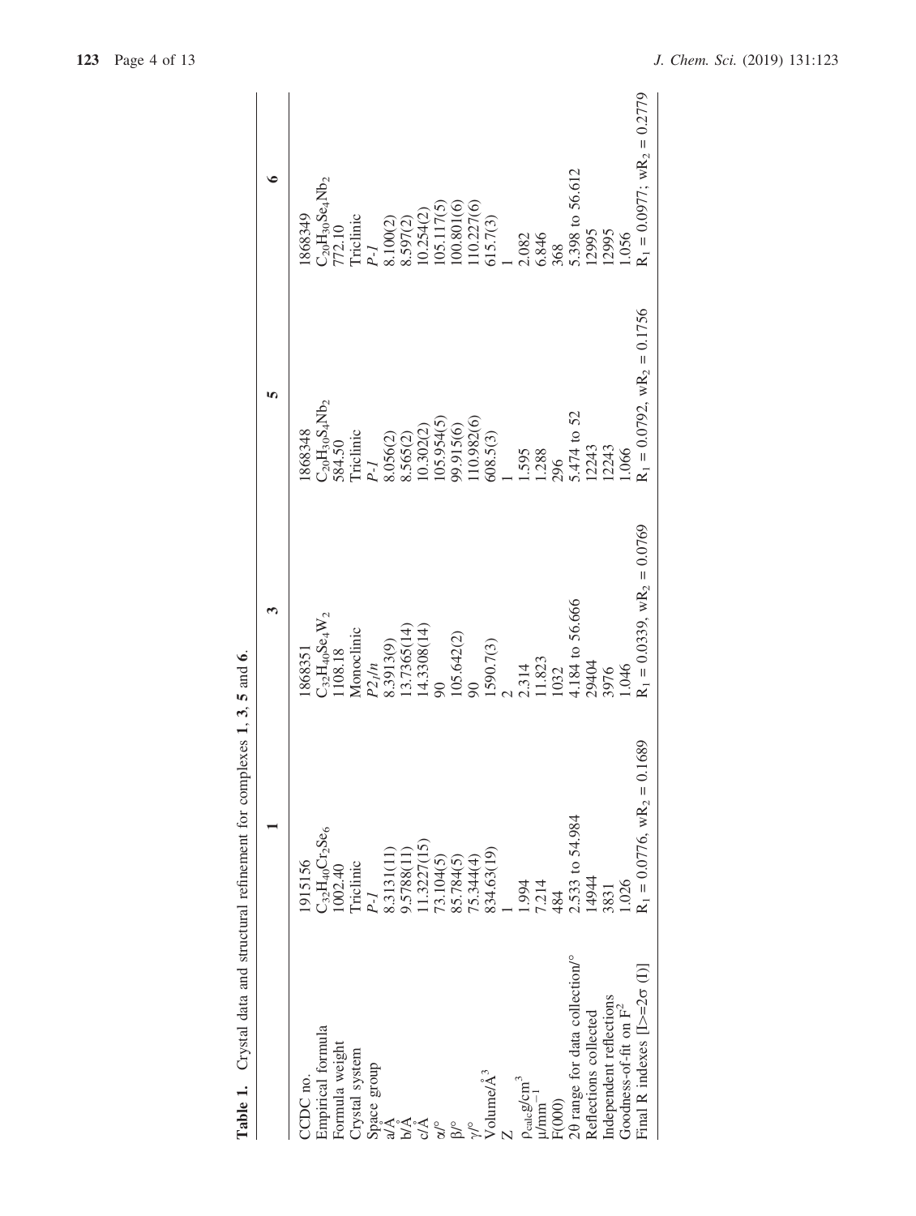**Table 1.** Crystal data and structural refinement for complexes **1**, **3**, **5** and **6**.

| | **1** | **3** | **5** | **6** |
|---|---|---|---|---|
| CCDC no. | 1915156 | 1868351 | 1868348 | 1868349 |
| Empirical formula | $C_{32}H_{40}Cr_2Se_6$ | $C_{32}H_{40}Se_4W_2$ | $C_{20}H_{30}S_4Nb_2$ | $C_{20}H_{30}Se_4Nb_2$ |
| Formula weight | 1002.40 | 1108.18 | 584.50 | 772.10 |
| Crystal system | Triclinic | Monoclinic | Triclinic | Triclinic |
| Space group | P-1 | $P2_1/n$ | P-1 | P-1 |
| a/Å | 8.3131(11) | 8.3913(9) | 8.056(2) | 8.100(2) |
| b/Å | 9.5788(11) | 13.7365(14) | 8.565(2) | 8.597(2) |
| c/Å | 11.3227(15) | 14.3308(14) | 10.302(2) | 10.254(2) |
| α/° | 73.104(5) | 90 | 105.954(5) | 105.117(5) |
| β/° | 85.784(5) | 105.642(2) | 99.915(6) | 100.801(6) |
| γ/° | 75.344(4) | 90 | 110.982(6) | 110.227(6) |
| Volume/Å$^3$ | 834.63(19) | 1590.7(3) | 608.5(3) | 615.7(3) |
| Z | 1 | 2 | 1 | 1 |
| $\rho_{calc}$g/cm$^3$ | 1.994 | 2.314 | 1.595 | 2.082 |
| μ/mm$^{-1}$ | 7.214 | 11.823 | 1.288 | 6.846 |
| F(000) | 484 | 1032 | 296 | 368 |
| 2θ range for data collection/° | 2.533 to 54.984 | 4.184 to 56.666 | 5.474 to 52 | 5.398 to 56.612 |
| Reflections collected | 14944 | 29404 | 12243 | 12995 |
| Independent reflections | 3831 | 3976 | 12243 | 12995 |
| Goodness-of-fit on $F^2$ | 1.026 | 1.046 | 1.066 | 1.056 |
| Final R indexes [I>=2σ (I)] | $R_1$ = 0.0776, w$R_2$ = 0.1689 | $R_1$ = 0.0339, w$R_2$ = 0.0769 | $R_1$ = 0.0792, w$R_2$ = 0.1756 | $R_1$ = 0.0977; w$R_2$ = 0.2779 |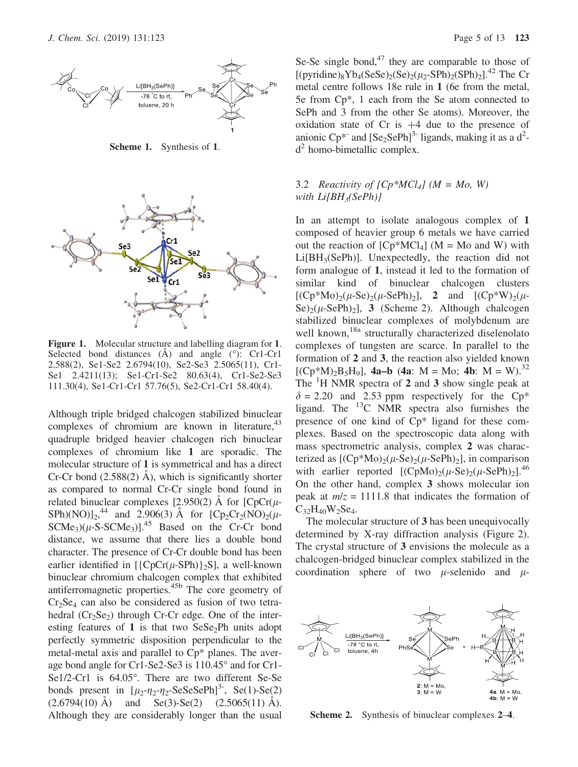Scheme 1. Synthesis of **1**.

**Figure 1.** Molecular structure and labelling diagram for **1**. Selected bond distances (Å) and angle (°): Cr1-Cr1 2.588(2), Se1-Se2 2.6794(10), Se2-Se3 2.5065(11), Cr1-Se1 2.4211(13); Se1-Cr1-Se2 80.63(4), Cr1-Se2-Se3 111.30(4), Se1-Cr1-Cr1 57.76(5), Se2-Cr1-Cr1 58.40(4).

Although triple bridged chalcogen stabilized binuclear complexes of chromium are known in literature,[43] quadruple bridged heavier chalcogen rich binuclear complexes of chromium like **1** are sporadic. The molecular structure of **1** is symmetrical and has a direct Cr-Cr bond (2.588(2) Å), which is significantly shorter as compared to normal Cr-Cr single bond found in related binuclear complexes [2.950(2) Å for $[CpCr(\mu\text{-}SPh)(NO)]_2$,[44] and 2.906(3) Å for $[Cp_2Cr_2(NO)_2(\mu\text{-}SCMe_3)(\mu\text{-}S\text{-}SCMe_3)]$.[45] Based on the Cr-Cr bond distance, we assume that there lies a double bond character. The presence of Cr-Cr double bond has been earlier identified in $[\{CpCr(\mu\text{-}SPh)\}_2S]$, a well-known binuclear chromium chalcogen complex that exhibited antiferromagnetic properties.[45b] The core geometry of $Cr_2Se_4$ can also be considered as fusion of two tetrahedral ($Cr_2Se_2$) through Cr-Cr edge. One of the interesting features of **1** is that two $SeSe_2Ph$ units adopt perfectly symmetric disposition perpendicular to the metal-metal axis and parallel to Cp* planes. The average bond angle for Cr1-Se2-Se3 is 110.45° and for Cr1-Se1/2-Cr1 is 64.05°. There are two different Se-Se bonds present in $[\mu_2\text{-}\eta_2\text{-}\eta_2\text{-}SeSeSePh]^{3-}$, Se(1)-Se(2) (2.6794(10) Å) and Se(3)-Se(2) (2.5065(11) Å). Although they are considerably longer than the usual Se-Se single bond,[47] they are comparable to those of $[(pyridine)_8Yb_4(SeSe)_2(Se)_2(\mu_2\text{-}SPh)_2(SPh)_2]$.[42] The Cr metal centre follows 18e rule in **1** (6e from the metal, 5e from Cp*, 1 each from the Se atom connected to SePh and 3 from the other Se atoms). Moreover, the oxidation state of Cr is +4 due to the presence of anionic $Cp^{*-}$ and $[Se_2SePh]^{3-}$ ligands, making it as a $d^2$-$d^2$ homo-bimetallic complex.

### 3.2 *Reactivity of [Cp*MCl₄] (M = Mo, W) with Li[BH₃(SePh)]*

In an attempt to isolate analogous complex of **1** composed of heavier group 6 metals we have carried out the reaction of $[Cp^*MCl_4]$ (M = Mo and W) with $Li[BH_3(SePh)]$. Unexpectedly, the reaction did not form analogue of **1**, instead it led to the formation of similar kind of binuclear chalcogen clusters $[(Cp^*Mo)_2(\mu\text{-}Se)_2(\mu\text{-}SePh)_2]$, **2** and $[(Cp^*W)_2(\mu\text{-}Se)_2(\mu\text{-}SePh)_2]$, **3** (Scheme 2). Although chalcogen stabilized binuclear complexes of molybdenum are well known,[18a] structurally characterized diselenolato complexes of tungsten are scarce. In parallel to the formation of **2** and **3**, the reaction also yielded known $[(Cp^*M)_2B_5H_9]$, **4a–b** (**4a**: M = Mo; **4b**: M = W).[32] The $^1H$ NMR spectra of **2** and **3** show single peak at $\delta$ = 2.20 and 2.53 ppm respectively for the Cp* ligand. The $^{13}C$ NMR spectra also furnishes the presence of one kind of Cp* ligand for these complexes. Based on the spectroscopic data along with mass spectrometric analysis, complex **2** was characterized as $[(Cp^*Mo)_2(\mu\text{-}Se)_2(\mu\text{-}SePh)_2]$, in comparison with earlier reported $[(CpMo)_2(\mu\text{-}Se)_2(\mu\text{-}SePh)_2]$.[46] On the other hand, complex **3** shows molecular ion peak at $m/z$ = 1111.8 that indicates the formation of $C_{32}H_{40}W_2Se_4$.

The molecular structure of **3** has been unequivocally determined by X-ray diffraction analysis (Figure 2). The crystal structure of **3** envisions the molecule as a chalcogen-bridged binuclear complex stabilized in the coordination sphere of two $\mu$-selenido and $\mu$-

Scheme 2. Synthesis of binuclear complexes **2–4**.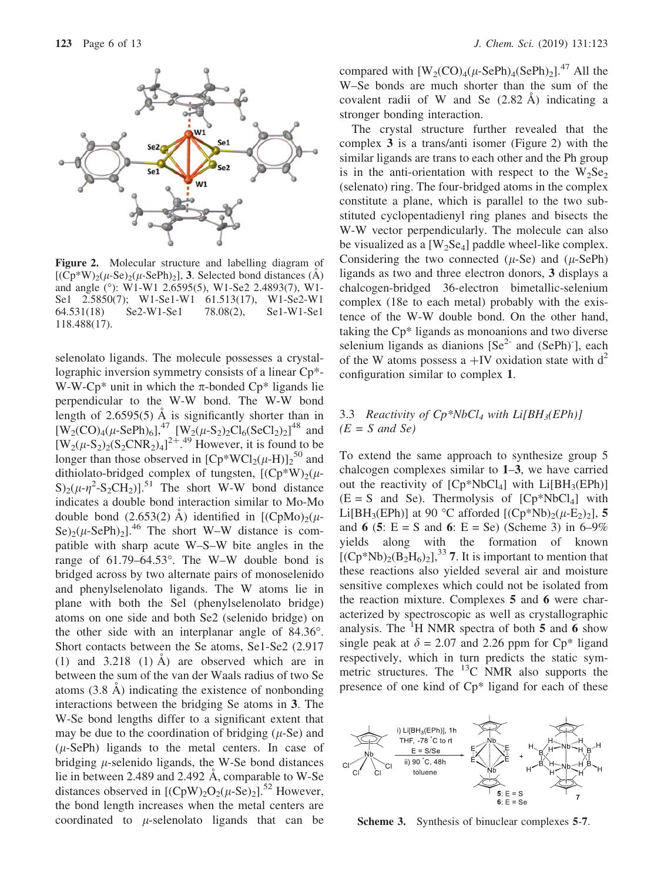**Figure 2.** Molecular structure and labelling diagram of $[(Cp^*W)_2(\mu\text{-}Se)_2(\mu\text{-}SePh)_2]$, **3**. Selected bond distances (Å) and angle (°): W1-W1 2.6595(5), W1-Se2 2.4893(7), W1-Se1 2.5850(7); W1-Se1-W1 61.513(17), W1-Se2-W1 64.531(18) Se2-W1-Se1 78.08(2), Se1-W1-Se1 118.488(17).

selenolato ligands. The molecule possesses a crystallographic inversion symmetry consists of a linear Cp*-W-W-Cp* unit in which the π-bonded Cp* ligands lie perpendicular to the W-W bond. The W-W bond length of 2.6595(5) Å is significantly shorter than in $[W_2(CO)_4(\mu\text{-}SePh)_6]$,[47] $[W_2(\mu\text{-}S_2)_2Cl_6(SeCl_2)_2]$[48] and $[W_2(\mu\text{-}S_2)_2(S_2CNR_2)_4]^{2+}$.[49] However, it is found to be longer than those observed in $[Cp^*WCl_2(\mu\text{-}H)]_2$[50] and dithiolato-bridged complex of tungsten, $[(Cp^*W)_2(\mu\text{-}S)_2(\mu\text{-}\eta^2\text{-}S_2CH_2)]$.[51] The short W-W bond distance indicates a double bond interaction similar to Mo-Mo double bond (2.653(2) Å) identified in $[(CpMo)_2(\mu\text{-}Se)_2(\mu\text{-}SePh)_2]$.[46] The short W–W distance is compatible with sharp acute W–S–W bite angles in the range of 61.79–64.53°. The W–W double bond is bridged across by two alternate pairs of monoselenido and phenylselenolato ligands. The W atoms lie in plane with both the Se1 (phenylselenolato bridge) atoms on one side and both Se2 (selenido bridge) on the other side with an interplanar angle of 84.36°. Short contacts between the Se atoms, Se1-Se2 (2.917 (1) and 3.218 (1) Å) are observed which are in between the sum of the van der Waals radius of two Se atoms (3.8 Å) indicating the existence of nonbonding interactions between the bridging Se atoms in **3**. The W-Se bond lengths differ to a significant extent that may be due to the coordination of bridging (μ-Se) and (μ-SePh) ligands to the metal centers. In case of bridging μ-selenido ligands, the W-Se bond distances lie in between 2.489 and 2.492 Å, comparable to W-Se distances observed in $[(CpW)_2O_2(\mu\text{-}Se)_2]$.[52] However, the bond length increases when the metal centers are coordinated to μ-selenolato ligands that can be compared with $[W_2(CO)_4(\mu\text{-}SePh)_4(SePh)_2]$.[47] All the W–Se bonds are much shorter than the sum of the covalent radii of W and Se (2.82 Å) indicating a stronger bonding interaction.

The crystal structure further revealed that the complex **3** is a trans/anti isomer (Figure 2) with the similar ligands are trans to each other and the Ph group is in the anti-orientation with respect to the $W_2Se_2$ (selenato) ring. The four-bridged atoms in the complex constitute a plane, which is parallel to the two substituted cyclopentadienyl ring planes and bisects the W-W vector perpendicularly. The molecule can also be visualized as a $[W_2Se_4]$ paddle wheel-like complex. Considering the two connected (μ-Se) and (μ-SePh) ligands as two and three electron donors, **3** displays a chalcogen-bridged 36-electron bimetallic-selenium complex (18e to each metal) probably with the existence of the W-W double bond. On the other hand, taking the Cp* ligands as monoanions and two diverse selenium ligands as dianions [$Se^{2-}$ and $(SePh)^-$], each of the W atoms possess a +IV oxidation state with $d^2$ configuration similar to complex **1**.

### 3.3 *Reactivity of $Cp^*NbCl_4$ with $Li[BH_3(EPh)]$ (E = S and Se)*

To extend the same approach to synthesize group 5 chalcogen complexes similar to **1**–**3**, we have carried out the reactivity of $[Cp^*NbCl_4]$ with $Li[BH_3(EPh)]$ (E = S and Se). Thermolysis of $[Cp^*NbCl_4]$ with $Li[BH_3(EPh)]$ at 90 °C afforded $[(Cp^*Nb)_2(\mu\text{-}E_2)_2]$, **5** and **6** (**5**: E = S and **6**: E = Se) (Scheme 3) in 6–9% yields along with the formation of known $[(Cp^*Nb)_2(B_2H_6)_2]$,[33] **7**. It is important to mention that these reactions also yielded several air and moisture sensitive complexes which could not be isolated from the reaction mixture. Complexes **5** and **6** were characterized by spectroscopic as well as crystallographic analysis. The $^1$H NMR spectra of both **5** and **6** show single peak at δ = 2.07 and 2.26 ppm for Cp* ligand respectively, which in turn predicts the static symmetric structures. The $^{13}$C NMR also supports the presence of one kind of Cp* ligand for each of these

**Scheme 3.** Synthesis of binuclear complexes **5**-**7**.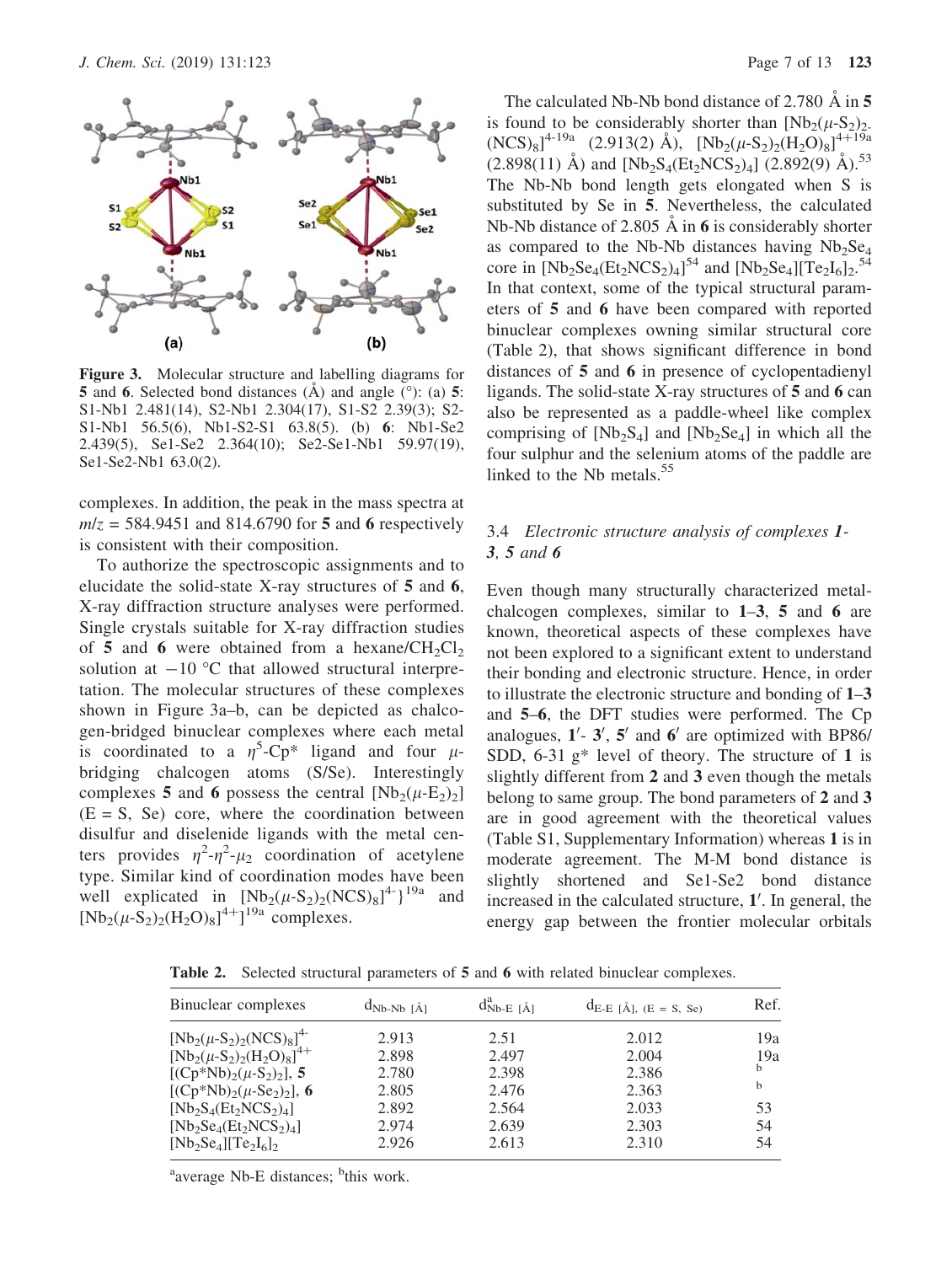**Figure 3.** Molecular structure and labelling diagrams for **5** and **6**. Selected bond distances (Å) and angle (°): (a) **5**: S1-Nb1 2.481(14), S2-Nb1 2.304(17), S1-S2 2.39(3); S2-S1-Nb1 56.5(6), Nb1-S2-S1 63.8(5). (b) **6**: Nb1-Se2 2.439(5), Se1-Se2 2.364(10); Se2-Se1-Nb1 59.97(19), Se1-Se2-Nb1 63.0(2).

complexes. In addition, the peak in the mass spectra at $m/z$ = 584.9451 and 814.6790 for **5** and **6** respectively is consistent with their composition.

To authorize the spectroscopic assignments and to elucidate the solid-state X-ray structures of **5** and **6**, X-ray diffraction structure analyses were performed. Single crystals suitable for X-ray diffraction studies of **5** and **6** were obtained from a hexane/$CH_2Cl_2$ solution at −10 °C that allowed structural interpretation. The molecular structures of these complexes shown in Figure 3a–b, can be depicted as chalcogen-bridged binuclear complexes where each metal is coordinated to a $\eta^5$-Cp* ligand and four $\mu$-bridging chalcogen atoms (S/Se). Interestingly complexes **5** and **6** possess the central $[Nb_2(\mu\text{-}E_2)_2]$ (E = S, Se) core, where the coordination between disulfur and diselenide ligands with the metal centers provides $\eta^2$-$\eta^2$-$\mu_2$ coordination of acetylene type. Similar kind of coordination modes have been well explicated in $\{[Nb_2(\mu\text{-}S_2)_2(NCS)_8]^{4-}\}$[19a] and $[Nb_2(\mu\text{-}S_2)_2(H_2O)_8]^{4+}]$[19a] complexes.

The calculated Nb-Nb bond distance of 2.780 Å in **5** is found to be considerably shorter than $[Nb_2(\mu\text{-}S_2)_2(NCS)_8]^{4-}$[19a] (2.913(2) Å), $[Nb_2(\mu\text{-}S_2)_2(H_2O)_8]^{4+}$[19a] (2.898(11) Å) and $[Nb_2S_4(Et_2NCS_2)_4]$ (2.892(9) Å).[53] The Nb-Nb bond length gets elongated when S is substituted by Se in **5**. Nevertheless, the calculated Nb-Nb distance of 2.805 Å in **6** is considerably shorter as compared to the Nb-Nb distances having $Nb_2Se_4$ core in $[Nb_2Se_4(Et_2NCS_2)_4]$[54] and $[Nb_2Se_4][Te_2I_6]_2$.[54] In that context, some of the typical structural parameters of **5** and **6** have been compared with reported binuclear complexes owning similar structural core (Table 2), that shows significant difference in bond distances of **5** and **6** in presence of cyclopentadienyl ligands. The solid-state X-ray structures of **5** and **6** can also be represented as a paddle-wheel like complex comprising of $[Nb_2S_4]$ and $[Nb_2Se_4]$ in which all the four sulphur and the selenium atoms of the paddle are linked to the Nb metals.[55]

### 3.4 *Electronic structure analysis of complexes 1-3, 5 and 6*

Even though many structurally characterized metal-chalcogen complexes, similar to **1**–**3**, **5** and **6** are known, theoretical aspects of these complexes have not been explored to a significant extent to understand their bonding and electronic structure. Hence, in order to illustrate the electronic structure and bonding of **1**–**3** and **5**–**6**, the DFT studies were performed. The Cp analogues, **1′**- **3′**, **5′** and **6′** are optimized with BP86/SDD, 6-31 g* level of theory. The structure of **1** is slightly different from **2** and **3** even though the metals belong to same group. The bond parameters of **2** and **3** are in good agreement with the theoretical values (Table S1, Supplementary Information) whereas **1** is in moderate agreement. The M-M bond distance is slightly shortened and Se1-Se2 bond distance increased in the calculated structure, **1′**. In general, the energy gap between the frontier molecular orbitals

**Table 2.** Selected structural parameters of **5** and **6** with related binuclear complexes.

| Binuclear complexes | $d_{Nb\text{-}Nb}$ [Å] | $d^{a}_{Nb\text{-}E}$ [Å] | $d_{E\text{-}E}$ [Å], (E = S, Se) | Ref. |
|---|---|---|---|---|
| $[Nb_2(\mu\text{-}S_2)_2(NCS)_8]^{4-}$ | 2.913 | 2.51 | 2.012 | 19a |
| $[Nb_2(\mu\text{-}S_2)_2(H_2O)_8]^{4+}$ | 2.898 | 2.497 | 2.004 | 19a |
| $[(Cp^*Nb)_2(\mu\text{-}S_2)_2]$, **5** | 2.780 | 2.398 | 2.386 | b |
| $[(Cp^*Nb)_2(\mu\text{-}Se_2)_2]$, **6** | 2.805 | 2.476 | 2.363 | b |
| $[Nb_2S_4(Et_2NCS_2)_4]$ | 2.892 | 2.564 | 2.033 | 53 |
| $[Nb_2Se_4(Et_2NCS_2)_4]$ | 2.974 | 2.639 | 2.303 | 54 |
| $[Nb_2Se_4][Te_2I_6]_2$ | 2.926 | 2.613 | 2.310 | 54 |

[a]average Nb-E distances; [b]this work.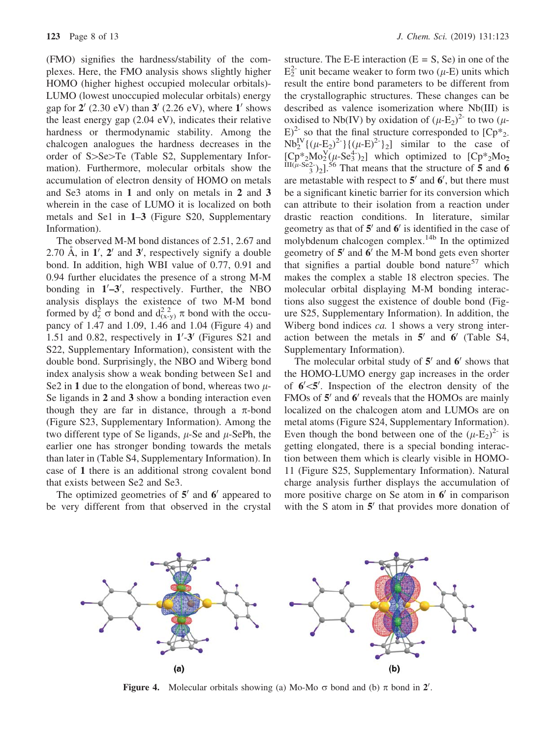(FMO) signifies the hardness/stability of the complexes. Here, the FMO analysis shows slightly higher HOMO (higher highest occupied molecular orbitals)-LUMO (lowest unoccupied molecular orbitals) energy gap for **2**′ (2.30 eV) than **3**′ (2.26 eV), where **1**′ shows the least energy gap (2.04 eV), indicates their relative hardness or thermodynamic stability. Among the chalcogen analogues the hardness decreases in the order of S>Se>Te (Table S2, Supplementary Information). Furthermore, molecular orbitals show the accumulation of electron density of HOMO on metals and Se3 atoms in **1** and only on metals in **2** and **3** wherein in the case of LUMO it is localized on both metals and Se1 in **1**–**3** (Figure S20, Supplementary Information).

The observed M-M bond distances of 2.51, 2.67 and 2.70 Å, in **1**′, **2**′ and **3**′, respectively signify a double bond. In addition, high WBI value of 0.77, 0.91 and 0.94 further elucidates the presence of a strong M-M bonding in **1**′–**3**′, respectively. Further, the NBO analysis displays the existence of two M-M bond formed by $d_z^2$ σ bond and $d_{(x^2-y^2)}$ π bond with the occupancy of 1.47 and 1.09, 1.46 and 1.04 (Figure 4) and 1.51 and 0.82, respectively in **1**′-**3**′ (Figures S21 and S22, Supplementary Information), consistent with the double bond. Surprisingly, the NBO and Wiberg bond index analysis show a weak bonding between Se1 and Se2 in **1** due to the elongation of bond, whereas two μ-Se ligands in **2** and **3** show a bonding interaction even though they are far in distance, through a π-bond (Figure S23, Supplementary Information). Among the two different type of Se ligands, μ-Se and μ-SePh, the earlier one has stronger bonding towards the metals than later in (Table S4, Supplementary Information). In case of **1** there is an additional strong covalent bond that exists between Se2 and Se3.

The optimized geometries of **5**′ and **6**′ appeared to be very different from that observed in the crystal structure. The E-E interaction (E = S, Se) in one of the $E_2^{2-}$ unit became weaker to form two (μ-E) units which result the entire bond parameters to be different from the crystallographic structures. These changes can be described as valence isomerization where Nb(III) is oxidised to Nb(IV) by oxidation of $(\mu\text{-}E_2)^{2-}$ to two $(\mu\text{-}E)^{2-}$ so that the final structure corresponded to $[Cp^*_2Nb_2^{IV}\{(\mu\text{-}E_2)^{2-}\}\{(\mu\text{-}E)^{2-}\}_2]$ similar to the case of $[Cp^*_2Mo_2^{V}(\mu\text{-}Se_3^{4-})_2]$ which optimized to $[Cp^*_2Mo_2^{III}(\mu\text{-}Se_3^{2-})_2]$.[56] That means that the structure of **5** and **6** are metastable with respect to **5**′ and **6**′, but there must be a significant kinetic barrier for its conversion which can attribute to their isolation from a reaction under drastic reaction conditions. In literature, similar geometry as that of **5**′ and **6**′ is identified in the case of molybdenum chalcogen complex.[14b] In the optimized geometry of **5**′ and **6**′ the M-M bond gets even shorter that signifies a partial double bond nature[57] which makes the complex a stable 18 electron species. The molecular orbital displaying M-M bonding interactions also suggest the existence of double bond (Figure S25, Supplementary Information). In addition, the Wiberg bond indices *ca.* 1 shows a very strong interaction between the metals in **5**′ and **6**′ (Table S4, Supplementary Information).

The molecular orbital study of **5**′ and **6**′ shows that the HOMO-LUMO energy gap increases in the order of **6**′<**5**′. Inspection of the electron density of the FMOs of **5**′ and **6**′ reveals that the HOMOs are mainly localized on the chalcogen atom and LUMOs are on metal atoms (Figure S24, Supplementary Information). Even though the bond between one of the $(\mu\text{-}E_2)^{2-}$ is getting elongated, there is a special bonding interaction between them which is clearly visible in HOMO-11 (Figure S25, Supplementary Information). Natural charge analysis further displays the accumulation of more positive charge on Se atom in **6**′ in comparison with the S atom in **5**′ that provides more donation of

**Figure 4.** Molecular orbitals showing (a) Mo-Mo σ bond and (b) π bond in **2**′.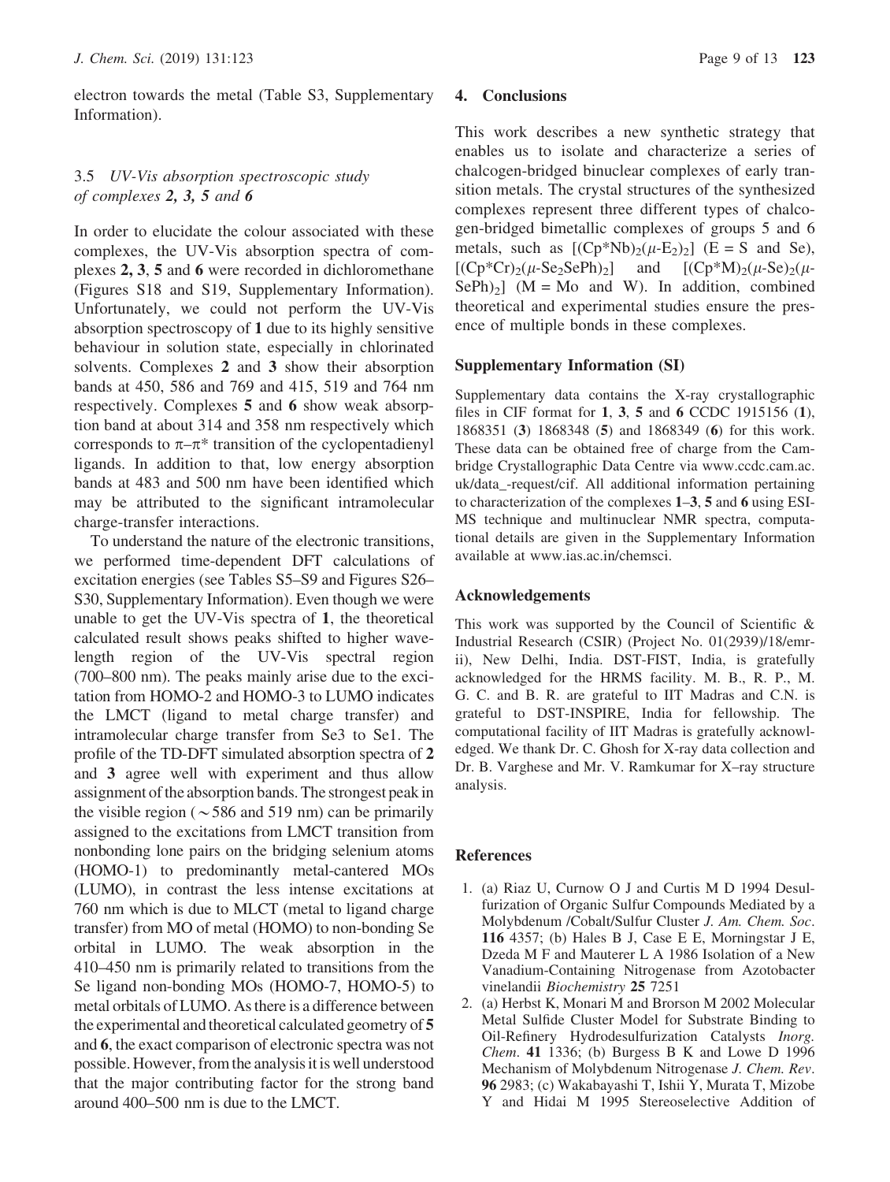electron towards the metal (Table S3, Supplementary Information).

### 3.5 *UV-Vis absorption spectroscopic study of complexes **2, 3, 5** and **6***

In order to elucidate the colour associated with these complexes, the UV-Vis absorption spectra of complexes **2, 3, 5** and **6** were recorded in dichloromethane (Figures S18 and S19, Supplementary Information). Unfortunately, we could not perform the UV-Vis absorption spectroscopy of **1** due to its highly sensitive behaviour in solution state, especially in chlorinated solvents. Complexes **2** and **3** show their absorption bands at 450, 586 and 769 and 415, 519 and 764 nm respectively. Complexes **5** and **6** show weak absorption band at about 314 and 358 nm respectively which corresponds to $\pi$–$\pi^*$ transition of the cyclopentadienyl ligands. In addition to that, low energy absorption bands at 483 and 500 nm have been identified which may be attributed to the significant intramolecular charge-transfer interactions.

To understand the nature of the electronic transitions, we performed time-dependent DFT calculations of excitation energies (see Tables S5–S9 and Figures S26–S30, Supplementary Information). Even though we were unable to get the UV-Vis spectra of **1**, the theoretical calculated result shows peaks shifted to higher wavelength region of the UV-Vis spectral region (700–800 nm). The peaks mainly arise due to the excitation from HOMO-2 and HOMO-3 to LUMO indicates the LMCT (ligand to metal charge transfer) and intramolecular charge transfer from Se3 to Se1. The profile of the TD-DFT simulated absorption spectra of **2** and **3** agree well with experiment and thus allow assignment of the absorption bands. The strongest peak in the visible region ($\sim$586 and 519 nm) can be primarily assigned to the excitations from LMCT transition from nonbonding lone pairs on the bridging selenium atoms (HOMO-1) to predominantly metal-cantered MOs (LUMO), in contrast the less intense excitations at 760 nm which is due to MLCT (metal to ligand charge transfer) from MO of metal (HOMO) to non-bonding Se orbital in LUMO. The weak absorption in the 410–450 nm is primarily related to transitions from the Se ligand non-bonding MOs (HOMO-7, HOMO-5) to metal orbitals of LUMO. As there is a difference between the experimental and theoretical calculated geometry of **5** and **6**, the exact comparison of electronic spectra was not possible. However, from the analysis it is well understood that the major contributing factor for the strong band around 400–500 nm is due to the LMCT.

## 4. Conclusions

This work describes a new synthetic strategy that enables us to isolate and characterize a series of chalcogen-bridged binuclear complexes of early transition metals. The crystal structures of the synthesized complexes represent three different types of chalcogen-bridged bimetallic complexes of groups 5 and 6 metals, such as $[(Cp^*Nb)_2(\mu\text{-}E_2)_2]$ (E = S and Se), $[(Cp^*Cr)_2(\mu\text{-}Se_2SePh)_2]$ and $[(Cp^*M)_2(\mu\text{-}Se)_2(\mu\text{-}SePh)_2]$ (M = Mo and W). In addition, combined theoretical and experimental studies ensure the presence of multiple bonds in these complexes.

### Supplementary Information (SI)

Supplementary data contains the X-ray crystallographic files in CIF format for **1**, **3**, **5** and **6** CCDC 1915156 (**1**), 1868351 (**3**) 1868348 (**5**) and 1868349 (**6**) for this work. These data can be obtained free of charge from the Cambridge Crystallographic Data Centre via www.ccdc.cam.ac.uk/data_-request/cif. All additional information pertaining to characterization of the complexes **1**–**3**, **5** and **6** using ESI-MS technique and multinuclear NMR spectra, computational details are given in the Supplementary Information available at www.ias.ac.in/chemsci.

### Acknowledgements

This work was supported by the Council of Scientific & Industrial Research (CSIR) (Project No. 01(2939)/18/emr-ii), New Delhi, India. DST-FIST, India, is gratefully acknowledged for the HRMS facility. M. B., R. P., M. G. C. and B. R. are grateful to IIT Madras and C.N. is grateful to DST-INSPIRE, India for fellowship. The computational facility of IIT Madras is gratefully acknowledged. We thank Dr. C. Ghosh for X-ray data collection and Dr. B. Varghese and Mr. V. Ramkumar for X–ray structure analysis.

## References

1. (a) Riaz U, Curnow O J and Curtis M D 1994 Desulfurization of Organic Sulfur Compounds Mediated by a Molybdenum /Cobalt/Sulfur Cluster *J. Am. Chem. Soc*. **116** 4357; (b) Hales B J, Case E E, Morningstar J E, Dzeda M F and Mauterer L A 1986 Isolation of a New Vanadium-Containing Nitrogenase from Azotobacter vinelandii *Biochemistry* **25** 7251
2. (a) Herbst K, Monari M and Brorson M 2002 Molecular Metal Sulfide Cluster Model for Substrate Binding to Oil-Refinery Hydrodesulfurization Catalysts *Inorg. Chem*. **41** 1336; (b) Burgess B K and Lowe D 1996 Mechanism of Molybdenum Nitrogenase *J. Chem. Rev*. **96** 2983; (c) Wakabayashi T, Ishii Y, Murata T, Mizobe Y and Hidai M 1995 Stereoselective Addition of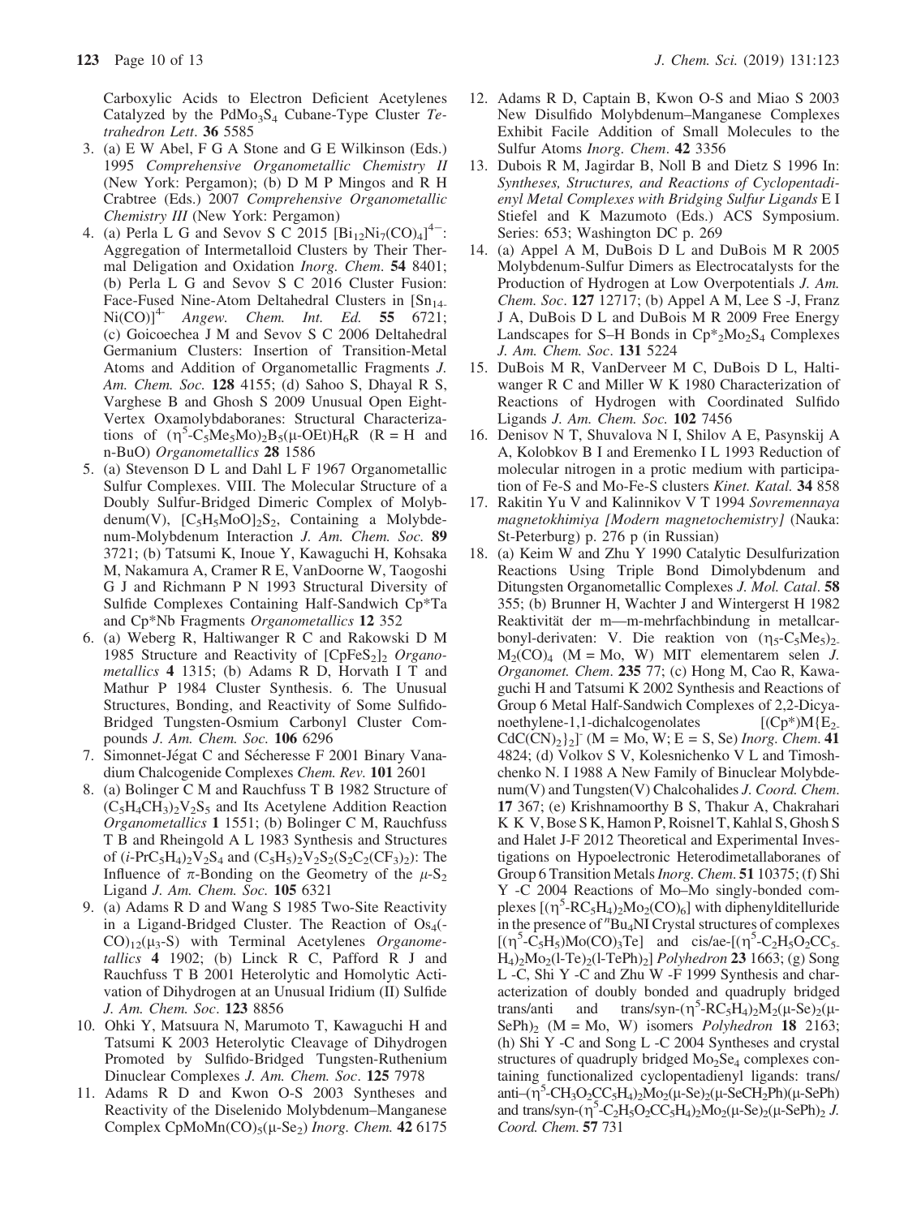Carboxylic Acids to Electron Deficient Acetylenes Catalyzed by the $PdMo_3S_4$ Cubane-Type Cluster *Tetrahedron Lett*. **36** 5585

3. (a) E W Abel, F G A Stone and G E Wilkinson (Eds.) 1995 *Comprehensive Organometallic Chemistry II* (New York: Pergamon); (b) D M P Mingos and R H Crabtree (Eds.) 2007 *Comprehensive Organometallic Chemistry III* (New York: Pergamon)
4. (a) Perla L G and Sevov S C 2015 $[Bi_{12}Ni_7(CO)_4]^{4-}$: Aggregation of Intermetalloid Clusters by Their Thermal Deligation and Oxidation *Inorg. Chem*. **54** 8401; (b) Perla L G and Sevov S C 2016 Cluster Fusion: Face-Fused Nine-Atom Deltahedral Clusters in $[Sn_{14}Ni(CO)]^{4-}$ *Angew. Chem. Int. Ed.* **55** 6721; (c) Goicoechea J M and Sevov S C 2006 Deltahedral Germanium Clusters: Insertion of Transition-Metal Atoms and Addition of Organometallic Fragments *J. Am. Chem. Soc.* **128** 4155; (d) Sahoo S, Dhayal R S, Varghese B and Ghosh S 2009 Unusual Open Eight-Vertex Oxamolybdaboranes: Structural Characterizations of $(\eta^5\text{-}C_5Me_5Mo)_2B_5(\mu\text{-}OEt)H_6R$ (R = H and n-BuO) *Organometallics* **28** 1586
5. (a) Stevenson D L and Dahl L F 1967 Organometallic Sulfur Complexes. VIII. The Molecular Structure of a Doubly Sulfur-Bridged Dimeric Complex of Molybdenum(V), $[C_5H_5MoO]_2S_2$, Containing a Molybdenum-Molybdenum Interaction *J. Am. Chem. Soc.* **89** 3721; (b) Tatsumi K, Inoue Y, Kawaguchi H, Kohsaka M, Nakamura A, Cramer R E, VanDoorne W, Taogoshi G J and Richmann P N 1993 Structural Diversity of Sulfide Complexes Containing Half-Sandwich Cp*Ta and Cp*Nb Fragments *Organometallics* **12** 352
6. (a) Weberg R, Haltiwanger R C and Rakowski D M 1985 Structure and Reactivity of $[CpFeS_2]_2$ *Organometallics* **4** 1315; (b) Adams R D, Horvath I T and Mathur P 1984 Cluster Synthesis. 6. The Unusual Structures, Bonding, and Reactivity of Some Sulfido-Bridged Tungsten-Osmium Carbonyl Cluster Compounds *J. Am. Chem. Soc.* **106** 6296
7. Simonnet-Jégat C and Sécheresse F 2001 Binary Vanadium Chalcogenide Complexes *Chem. Rev.* **101** 2601
8. (a) Bolinger C M and Rauchfuss T B 1982 Structure of $(C_5H_4CH_3)_2V_2S_5$ and Its Acetylene Addition Reaction *Organometallics* **1** 1551; (b) Bolinger C M, Rauchfuss T B and Rheingold A L 1983 Synthesis and Structures of $(i\text{-}PrC_5H_4)_2V_2S_4$ and $(C_5H_5)_2V_2S_2(S_2C_2(CF_3)_2)$: The Influence of π-Bonding on the Geometry of the $\mu\text{-}S_2$ Ligand *J. Am. Chem. Soc.* **105** 6321
9. (a) Adams R D and Wang S 1985 Two-Site Reactivity in a Ligand-Bridged Cluster. The Reaction of $Os_4(CO)_{12}(\mu_3\text{-}S)$ with Terminal Acetylenes *Organometallics* **4** 1902; (b) Linck R C, Pafford R J and Rauchfuss T B 2001 Heterolytic and Homolytic Activation of Dihydrogen at an Unusual Iridium (II) Sulfide *J. Am. Chem. Soc*. **123** 8856
10. Ohki Y, Matsuura N, Marumoto T, Kawaguchi H and Tatsumi K 2003 Heterolytic Cleavage of Dihydrogen Promoted by Sulfido-Bridged Tungsten-Ruthenium Dinuclear Complexes *J. Am. Chem. Soc*. **125** 7978
11. Adams R D and Kwon O-S 2003 Syntheses and Reactivity of the Diselenido Molybdenum–Manganese Complex $CpMoMn(CO)_5(\mu\text{-}Se_2)$ *Inorg. Chem.* **42** 6175
12. Adams R D, Captain B, Kwon O-S and Miao S 2003 New Disulfido Molybdenum–Manganese Complexes Exhibit Facile Addition of Small Molecules to the Sulfur Atoms *Inorg. Chem*. **42** 3356
13. Dubois R M, Jagirdar B, Noll B and Dietz S 1996 In: *Syntheses, Structures, and Reactions of Cyclopentadienyl Metal Complexes with Bridging Sulfur Ligands* E I Stiefel and K Mazumoto (Eds.) ACS Symposium. Series: 653; Washington DC p. 269
14. (a) Appel A M, DuBois D L and DuBois M R 2005 Molybdenum-Sulfur Dimers as Electrocatalysts for the Production of Hydrogen at Low Overpotentials *J. Am. Chem. Soc*. **127** 12717; (b) Appel A M, Lee S -J, Franz J A, DuBois D L and DuBois M R 2009 Free Energy Landscapes for S–H Bonds in $Cp^*{}_2Mo_2S_4$ Complexes *J. Am. Chem. Soc*. **131** 5224
15. DuBois M R, VanDerveer M C, DuBois D L, Haltiwanger R C and Miller W K 1980 Characterization of Reactions of Hydrogen with Coordinated Sulfido Ligands *J. Am. Chem. Soc.* **102** 7456
16. Denisov N T, Shuvalova N I, Shilov A E, Pasynskij A A, Kolobkov B I and Eremenko I L 1993 Reduction of molecular nitrogen in a protic medium with participation of Fe-S and Mo-Fe-S clusters *Kinet. Katal.* **34** 858
17. Rakitin Yu V and Kalinnikov V T 1994 *Sovremennaya magnetokhimiya [Modern magnetochemistry]* (Nauka: St-Peterburg) p. 276 p (in Russian)
18. (a) Keim W and Zhu Y 1990 Catalytic Desulfurization Reactions Using Triple Bond Dimolybdenum and Ditungsten Organometallic Complexes *J. Mol. Catal*. **58** 355; (b) Brunner H, Wachter J and Wintergerst H 1982 Reaktivität der m—m-mehrfachbindung in metallcarbonyl-derivaten: V. Die reaktion von $(\eta_5\text{-}C_5Me_5)_2M_2(CO)_4$ (M = Mo, W) MIT elementarem selen *J. Organomet. Chem*. **235** 77; (c) Hong M, Cao R, Kawaguchi H and Tatsumi K 2002 Synthesis and Reactions of Group 6 Metal Half-Sandwich Complexes of 2,2-Dicyanoethylene-1,1-dichalcogenolates $[(Cp^*)M\{E_2CdC(CN)_2\}_2]^-$ (M = Mo, W; E = S, Se) *Inorg. Chem*. **41** 4824; (d) Volkov S V, Kolesnichenko V L and Timoshchenko N. I 1988 A New Family of Binuclear Molybdenum(V) and Tungsten(V) Chalcohalides *J. Coord. Chem*. **17** 367; (e) Krishnamoorthy B S, Thakur A, Chakrahari K K V, Bose S K, Hamon P, Roisnel T, Kahlal S, Ghosh S and Halet J-F 2012 Theoretical and Experimental Investigations on Hypoelectronic Heterodimetallaboranes of Group 6 Transition Metals *Inorg. Chem*. **51** 10375; (f) Shi Y -C 2004 Reactions of Mo–Mo singly-bonded complexes $[(\eta^5\text{-}RC_5H_4)_2Mo_2(CO)_6]$ with diphenylditelluride in the presence of $^n$Bu$_4$NI Crystal structures of complexes $[(\eta^5\text{-}C_5H_5)Mo(CO)_3Te]$ and cis/ae-$[(\eta^5\text{-}C_2H_5O_2CC_5H_4)_2Mo_2(\text{l-}Te)_2(\text{l-}TePh)_2]$ *Polyhedron* **23** 1663; (g) Song L -C, Shi Y -C and Zhu W -F 1999 Synthesis and characterization of doubly bonded and quadruply bridged trans/anti and trans/syn-$(\eta^5\text{-}RC_5H_4)_2M_2(\mu\text{-}Se)_2(\mu\text{-}SePh)_2$ (M = Mo, W) isomers *Polyhedron* **18** 2163; (h) Shi Y -C and Song L -C 2004 Syntheses and crystal structures of quadruply bridged $Mo_2Se_4$ complexes containing functionalized cyclopentadienyl ligands: trans/anti–$(\eta^5\text{-}CH_3O_2CC_5H_4)_2Mo_2(\mu\text{-}Se)_2(\mu\text{-}SeCH_2Ph)(\mu\text{-}SePh)$ and trans/syn-$(\eta^5\text{-}C_2H_5O_2CC_5H_4)_2Mo_2(\mu\text{-}Se)_2(\mu\text{-}SePh)_2$ *J. Coord. Chem.* **57** 731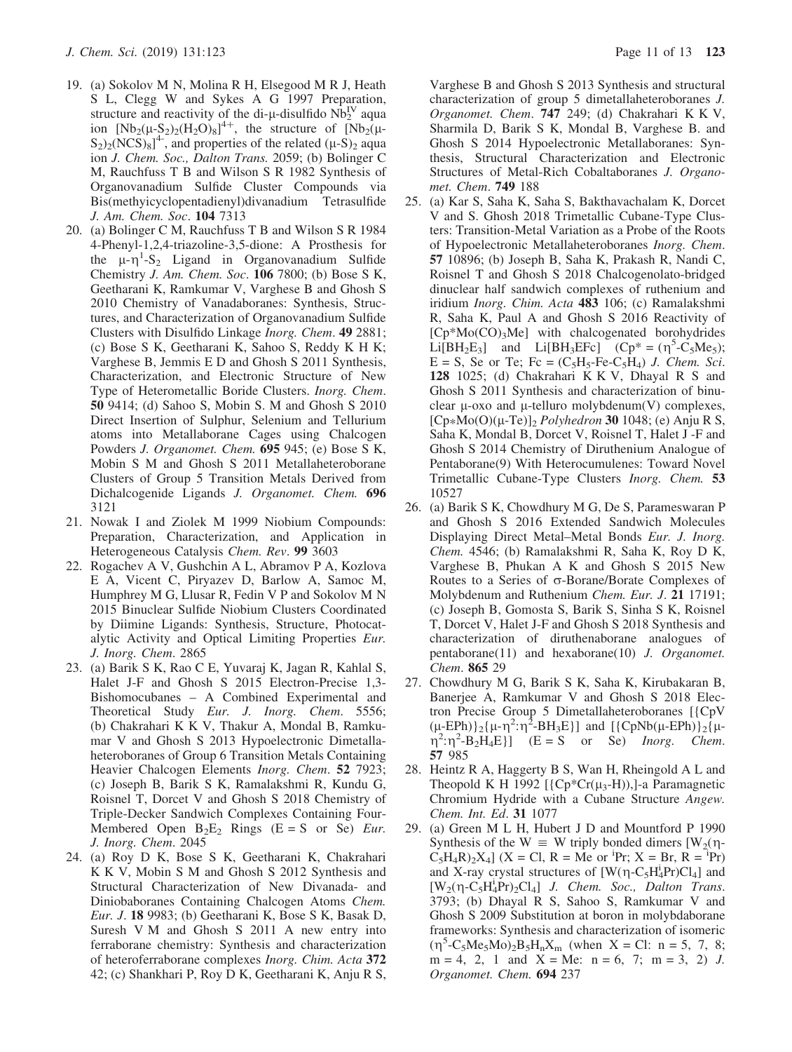19. (a) Sokolov M N, Molina R H, Elsegood M R J, Heath S L, Clegg W and Sykes A G 1997 Preparation, structure and reactivity of the di-μ-disulfido $Nb_2^{IV}$ aqua ion $[Nb_2(\mu\text{-}S_2)_2(H_2O)_8]^{4+}$, the structure of $[Nb_2(\mu\text{-}S_2)_2(NCS)_8]^{4-}$, and properties of the related $(\mu\text{-}S)_2$ aqua ion *J. Chem. Soc., Dalton Trans.* 2059; (b) Bolinger C M, Rauchfuss T B and Wilson S R 1982 Synthesis of Organovanadium Sulfide Cluster Compounds via Bis(methyicyclopentadienyl)divanadium Tetrasulfide *J. Am. Chem. Soc*. **104** 7313
20. (a) Bolinger C M, Rauchfuss T B and Wilson S R 1984 4-Phenyl-1,2,4-triazoline-3,5-dione: A Prosthesis for the $\mu\text{-}\eta^1\text{-}S_2$ Ligand in Organovanadium Sulfide Chemistry *J. Am. Chem. Soc*. **106** 7800; (b) Bose S K, Geetharani K, Ramkumar V, Varghese B and Ghosh S 2010 Chemistry of Vanadaboranes: Synthesis, Structures, and Characterization of Organovanadium Sulfide Clusters with Disulfido Linkage *Inorg. Chem*. **49** 2881; (c) Bose S K, Geetharani K, Sahoo S, Reddy K H K; Varghese B, Jemmis E D and Ghosh S 2011 Synthesis, Characterization, and Electronic Structure of New Type of Heterometallic Boride Clusters. *Inorg. Chem*. **50** 9414; (d) Sahoo S, Mobin S. M and Ghosh S 2010 Direct Insertion of Sulphur, Selenium and Tellurium atoms into Metallaborane Cages using Chalcogen Powders *J. Organomet. Chem.* **695** 945; (e) Bose S K, Mobin S M and Ghosh S 2011 Metallaheteroborane Clusters of Group 5 Transition Metals Derived from Dichalcogenide Ligands *J. Organomet. Chem.* **696** 3121
21. Nowak I and Ziolek M 1999 Niobium Compounds: Preparation, Characterization, and Application in Heterogeneous Catalysis *Chem. Rev*. **99** 3603
22. Rogachev A V, Gushchin A L, Abramov P A, Kozlova E A, Vicent C, Piryazev D, Barlow A, Samoc M, Humphrey M G, Llusar R, Fedin V P and Sokolov M N 2015 Binuclear Sulfide Niobium Clusters Coordinated by Diimine Ligands: Synthesis, Structure, Photocatalytic Activity and Optical Limiting Properties *Eur. J. Inorg. Chem*. 2865
23. (a) Barik S K, Rao C E, Yuvaraj K, Jagan R, Kahlal S, Halet J-F and Ghosh S 2015 Electron-Precise 1,3-Bishomocubanes – A Combined Experimental and Theoretical Study *Eur. J. Inorg. Chem*. 5556; (b) Chakrahari K K V, Thakur A, Mondal B, Ramkumar V and Ghosh S 2013 Hypoelectronic Dimetallaheteroboranes of Group 6 Transition Metals Containing Heavier Chalcogen Elements *Inorg. Chem*. **52** 7923; (c) Joseph B, Barik S K, Ramalakshmi R, Kundu G, Roisnel T, Dorcet V and Ghosh S 2018 Chemistry of Triple-Decker Sandwich Complexes Containing Four-Membered Open $B_2E_2$ Rings (E = S or Se) *Eur. J. Inorg. Chem*. 2045
24. (a) Roy D K, Bose S K, Geetharani K, Chakrahari K K V, Mobin S M and Ghosh S 2012 Synthesis and Structural Characterization of New Divanada- and Diniobaboranes Containing Chalcogen Atoms *Chem. Eur. J*. **18** 9983; (b) Geetharani K, Bose S K, Basak D, Suresh V M and Ghosh S 2011 A new entry into ferraborane chemistry: Synthesis and characterization of heteroferraborane complexes *Inorg. Chim. Acta* **372** 42; (c) Shankhari P, Roy D K, Geetharani K, Anju R S, Varghese B and Ghosh S 2013 Synthesis and structural characterization of group 5 dimetallaheteroboranes *J. Organomet. Chem*. **747** 249; (d) Chakrahari K K V, Sharmila D, Barik S K, Mondal B, Varghese B. and Ghosh S 2014 Hypoelectronic Metallaboranes: Synthesis, Structural Characterization and Electronic Structures of Metal-Rich Cobaltaboranes *J. Organomet. Chem*. **749** 188
25. (a) Kar S, Saha K, Saha S, Bakthavachalam K, Dorcet V and S. Ghosh 2018 Trimetallic Cubane-Type Clusters: Transition-Metal Variation as a Probe of the Roots of Hypoelectronic Metallaheteroboranes *Inorg. Chem*. **57** 10896; (b) Joseph B, Saha K, Prakash R, Nandi C, Roisnel T and Ghosh S 2018 Chalcogenolato-bridged dinuclear half sandwich complexes of ruthenium and iridium *Inorg. Chim. Acta* **483** 106; (c) Ramalakshmi R, Saha K, Paul A and Ghosh S 2016 Reactivity of $[Cp^*Mo(CO)_3Me]$ with chalcogenated borohydrides $Li[BH_2E_3]$ and $Li[BH_3EFc]$ ($Cp^* = (\eta^5\text{-}C_5Me_5)$; E = S, Se or Te; Fc = $(C_5H_5\text{-}Fe\text{-}C_5H_4)$ *J. Chem. Sci*. **128** 1025; (d) Chakrahari K K V, Dhayal R S and Ghosh S 2011 Synthesis and characterization of binuclear μ-oxo and μ-telluro molybdenum(V) complexes, $[Cp{*}Mo(O)(\mu\text{-}Te)]_2$ *Polyhedron* **30** 1048; (e) Anju R S, Saha K, Mondal B, Dorcet V, Roisnel T, Halet J -F and Ghosh S 2014 Chemistry of Diruthenium Analogue of Pentaborane(9) With Heterocumulenes: Toward Novel Trimetallic Cubane-Type Clusters *Inorg. Chem.* **53** 10527
26. (a) Barik S K, Chowdhury M G, De S, Parameswaran P and Ghosh S 2016 Extended Sandwich Molecules Displaying Direct Metal–Metal Bonds *Eur. J. Inorg. Chem.* 4546; (b) Ramalakshmi R, Saha K, Roy D K, Varghese B, Phukan A K and Ghosh S 2015 New Routes to a Series of σ-Borane/Borate Complexes of Molybdenum and Ruthenium *Chem. Eur. J*. **21** 17191; (c) Joseph B, Gomosta S, Barik S K, Sinha S K, Roisnel T, Dorcet V, Halet J-F and Ghosh S 2018 Synthesis and characterization of diruthenaborane analogues of pentaborane(11) and hexaborane(10) *J. Organomet. Chem*. **865** 29
27. Chowdhury M G, Barik S K, Saha K, Kirubakaran B, Banerjee A, Ramkumar V and Ghosh S 2018 Electron Precise Group 5 Dimetallaheteroboranes $[\{CpV(\mu\text{-}EPh)\}_2\{\mu\text{-}\eta^2{:}\eta^2\text{-}BH_3E\}]$ and $[\{CpNb(\mu\text{-}EPh)\}_2\{\mu\text{-}\eta^2{:}\eta^2\text{-}B_2H_4E\}]$ (E = S or Se) *Inorg. Chem*. **57** 985
28. Heintz R A, Haggerty B S, Wan H, Rheingold A L and Theopold K H 1992 $[\{Cp^*Cr(\mu_3\text{-}H)\},]$-a Paramagnetic Chromium Hydride with a Cubane Structure *Angew. Chem. Int. Ed*. **31** 1077
29. (a) Green M L H, Hubert J D and Mountford P 1990 Synthesis of the W ≡ W triply bonded dimers $[W_2(\eta\text{-}C_5H_4R)_2X_4]$ (X = Cl, R = Me or $^i$Pr; X = Br, R = $^i$Pr) and X-ray crystal structures of $[W(\eta\text{-}C_5H_4^iPr)Cl_4]$ and $[W_2(\eta\text{-}C_5H_4^iPr)_2Cl_4]$ *J. Chem. Soc., Dalton Trans*. 3793; (b) Dhayal R S, Sahoo S, Ramkumar V and Ghosh S 2009 Substitution at boron in molybdaborane frameworks: Synthesis and characterization of isomeric $(\eta^5\text{-}C_5Me_5Mo)_2B_5H_nX_m$ (when X = Cl: n = 5, 7, 8; m = 4, 2, 1 and X = Me: n = 6, 7; m = 3, 2) *J. Organomet. Chem.* **694** 237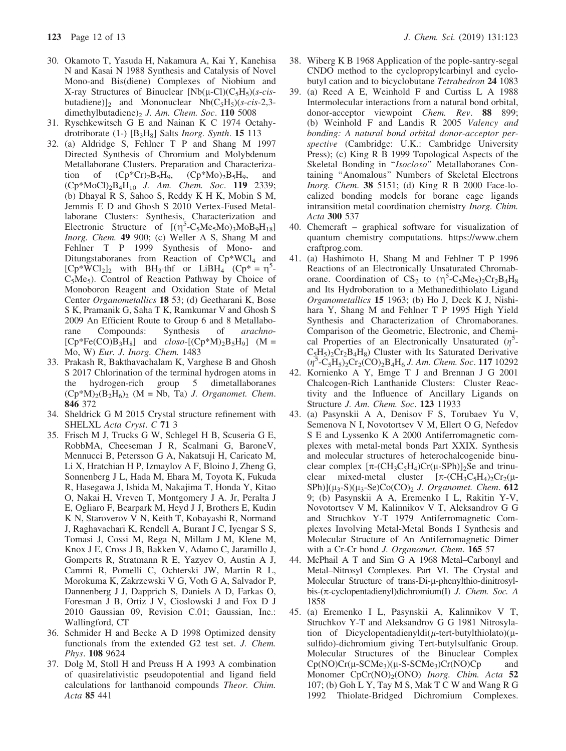30. Okamoto T, Yasuda H, Nakamura A, Kai Y, Kanehisa N and Kasai N 1988 Synthesis and Catalysis of Novel Mono-and Bis(diene) Complexes of Niobium and X-ray Structures of Binuclear $[Nb(\mu\text{-}Cl)(C_5H_5)(s\text{-}cis\text{-}butadiene)]_2$ and Mononuclear $Nb(C_5H_5)(s\text{-}cis\text{-}2,3\text{-}dimethylbutadiene)_2$ *J. Am. Chem. Soc.* **110** 5008
31. Ryschkewitsch G E and Nainan K C 1974 Octahydrotriborate (1-) $[B_3H_8]$ Salts *Inorg. Synth.* **15** 113
32. (a) Aldridge S, Fehlner T P and Shang M 1997 Directed Synthesis of Chromium and Molybdenum Metallaborane Clusters. Preparation and Characterization of $(Cp^*Cr)_2B_5H_9$, $(Cp^*Mo)_2B_5H_9$, and $(Cp^*MoCl)_2B_4H_{10}$ *J. Am. Chem. Soc.* **119** 2339; (b) Dhayal R S, Sahoo S, Reddy K H K, Mobin S M, Jemmis E D and Ghosh S 2010 Vertex-Fused Metallaborane Clusters: Synthesis, Characterization and Electronic Structure of $[(\eta^5\text{-}C_5Me_5Mo)_3MoB_9H_{18}]$ *Inorg. Chem.* **49** 900; (c) Weller A S, Shang M and Fehlner T P 1999 Synthesis of Mono- and Ditungstaboranes from Reaction of $Cp^*WCl_4$ and $[Cp^*WCl_2]_2$ with $BH_3$·thf or $LiBH_4$ ($Cp^* = \eta^5\text{-}C_5Me_5$). Control of Reaction Pathway by Choice of Monoboron Reagent and Oxidation State of Metal Center *Organometallics* **18** 53; (d) Geetharani K, Bose S K, Pramanik G, Saha T K, Ramkumar V and Ghosh S 2009 An Efficient Route to Group 6 and 8 Metallaborane Compounds: Synthesis of *arachno*-$[Cp^*Fe(CO)B_3H_8]$ and *closo*-$[(Cp^*M)_2B_5H_9]$ (M = Mo, W) *Eur. J. Inorg. Chem.* 1483
33. Prakash R, Bakthavachalam K, Varghese B and Ghosh S 2017 Chlorination of the terminal hydrogen atoms in the hydrogen-rich group 5 dimetallaboranes $(Cp^*M)_2(B_2H_6)_2$ (M = Nb, Ta) *J. Organomet. Chem.* **846** 372
34. Sheldrick G M 2015 Crystal structure refinement with SHELXL *Acta Cryst. C* **71** 3
35. Frisch M J, Trucks G W, Schlegel H B, Scuseria G E, RobbMA, Cheeseman J R, Scalmani G, BaroneV, Mennucci B, Petersson G A, Nakatsuji H, Caricato M, Li X, Hratchian H P, Izmaylov A F, Bloino J, Zheng G, Sonnenberg J L, Hada M, Ehara M, Toyota K, Fukuda R, Hasegawa J, Ishida M, Nakajima T, Honda Y, Kitao O, Nakai H, Vreven T, Montgomery J A. Jr, Peralta J E, Ogliaro F, Bearpark M, Heyd J J, Brothers E, Kudin K N, Staroverov V N, Keith T, Kobayashi R, Normand J, Raghavachari K, Rendell A, Burant J C, Iyengar S S, Tomasi J, Cossi M, Rega N, Millam J M, Klene M, Knox J E, Cross J B, Bakken V, Adamo C, Jaramillo J, Gomperts R, Stratmann R E, Yazyev O, Austin A J, Cammi R, Pomelli C, Ochterski JW, Martin R L, Morokuma K, Zakrzewski V G, Voth G A, Salvador P, Dannenberg J J, Dapprich S, Daniels A D, Farkas O, Foresman J B, Ortiz J V, Cioslowski J and Fox D J 2010 Gaussian 09, Revision C.01; Gaussian, Inc.: Wallingford, CT
36. Schmider H and Becke A D 1998 Optimized density functionals from the extended G2 test set. *J. Chem. Phys.* **108** 9624
37. Dolg M, Stoll H and Preuss H A 1993 A combination of quasirelativistic pseudopotential and ligand field calculations for lanthanoid compounds *Theor. Chim. Acta* **85** 441
38. Wiberg K B 1968 Application of the pople-santry-segal CNDO method to the cyclopropylcarbinyl and cyclobutyl cation and to bicyclobutane *Tetrahedron* **24** 1083
39. (a) Reed A E, Weinhold F and Curtiss L A 1988 Intermolecular interactions from a natural bond orbital, donor-acceptor viewpoint *Chem. Rev.* **88** 899; (b) Weinhold F and Landis R 2005 *Valency and bonding: A natural bond orbital donor-acceptor perspective* (Cambridge: U.K.: Cambridge University Press); (c) King R B 1999 Topological Aspects of the Skeletal Bonding in "*Isocloso*" Metallaboranes Containing "Anomalous" Numbers of Skeletal Electrons *Inorg. Chem.* **38** 5151; (d) King R B 2000 Face-localized bonding models for borane cage ligands intransition metal coordination chemistry *Inorg. Chim. Acta* **300** 537
40. Chemcraft – graphical software for visualization of quantum chemistry computations. https://www.chemcraftprog.com.
41. (a) Hashimoto H, Shang M and Fehlner T P 1996 Reactions of an Electronically Unsaturated Chromaborane. Coordination of $CS_2$ to $(\eta^5\text{-}C_5Me_5)_2Cr_2B_4H_8$ and Its Hydroboration to a Methanedithiolato Ligand *Organometallics* **15** 1963; (b) Ho J, Deck K J, Nishihara Y, Shang M and Fehlner T P 1995 High Yield Synthesis and Characterization of Chromaboranes. Comparison of the Geometric, Electronic, and Chemical Properties of an Electronically Unsaturated $(\eta^5\text{-}C_5H_5)_2Cr_2B_4H_8)$ Cluster with Its Saturated Derivative $(\eta^5\text{-}C_5H_5)_2Cr_2(CO)_2B_4H_6$ *J. Am. Chem. Soc.* **117** 10292
42. Kornienko A Y, Emge T J and Brennan J G 2001 Chalcogen-Rich Lanthanide Clusters: Cluster Reactivity and the Influence of Ancillary Ligands on Structure *J. Am. Chem. Soc.* **123** 11933
43. (a) Pasynskii A A, Denisov F S, Torubaev Yu V, Semenova N I, Novotortsev V M, Ellert O G, Nefedov S E and Lyssenko K A 2000 Antiferromagnetic complexes with metal-metal bonds Part XXIX. Synthesis and molecular structures of heterochalcogenide binuclear complex $[\pi\text{-}(CH_3C_5H_4)Cr(\mu\text{-}SPh)]_2Se$ and trinuclear mixed-metal cluster $[\pi\text{-}(CH_3C_5H_4)_2Cr_2(\mu\text{-}SPh)](\mu_3\text{-}S)(\mu_3\text{-}Se)Co(CO)_2$ *J. Organomet. Chem.* **612** 9; (b) Pasynskii A A, Eremenko I L, Rakitin Y-V, Novotortsev V M, Kalinnikov V T, Aleksandrov G G and Struchkov Y-T 1979 Antiferromagnetic Complexes Involving Metal-Metal Bonds I Synthesis and Molecular Structure of An Antiferromagnetic Dimer with a Cr-Cr bond *J. Organomet. Chem.* **165** 57
44. McPhail A T and Sim G A 1968 Metal–Carbonyl and Metal–Nitrosyl Complexes. Part VI. The Crystal and Molecular Structure of trans-Di-μ-phenylthio-dinitrosylbis-(π-cyclopentadienyl)dichromium(I) *J. Chem. Soc. A* 1858
45. (a) Eremenko I L, Pasynskii A, Kalinnikov V T, Struchkov Y-T and Aleksandrov G G 1981 Nitrosylation of Dicyclopentadienyldi(μ-tert-butylthiolato)(μ-sulfido)-dichromium giving Tert-butylsulfanic Group. Molecular Structures of the Binuclear Complex $Cp(NO)Cr(\mu\text{-}SCMe_3)(\mu\text{-}S\text{-}SCMe_3)Cr(NO)Cp$ and Monomer $CpCr(NO)_2(ONO)$ *Inorg. Chim. Acta* **52** 107; (b) Goh L Y, Tay M S, Mak T C W and Wang R G 1992 Thiolate-Bridged Dichromium Complexes.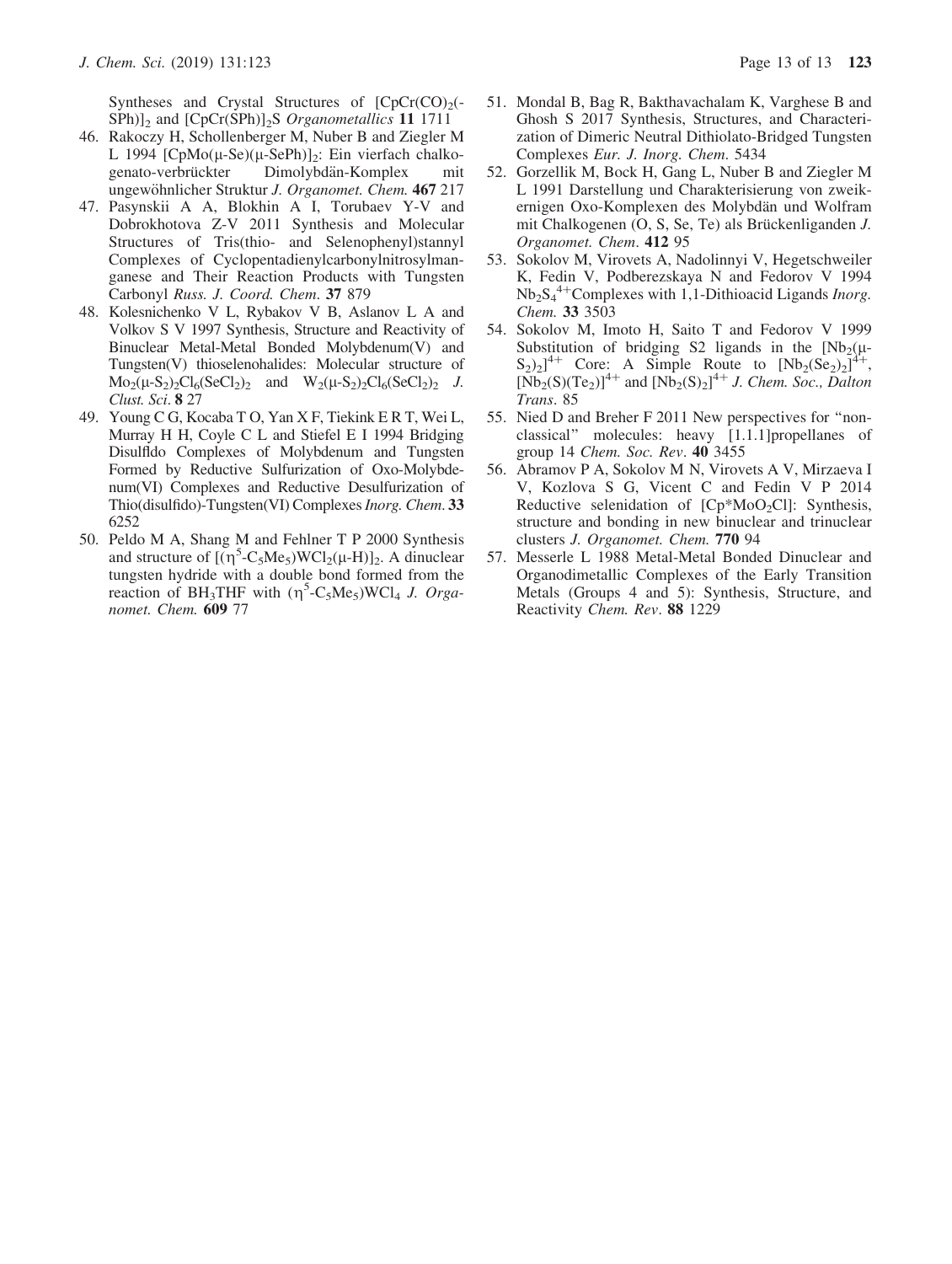Syntheses and Crystal Structures of $[CpCr(CO)_2(-SPh)]_2$ and $[CpCr(SPh)]_2S$ *Organometallics* **11** 1711

46. Rakoczy H, Schollenberger M, Nuber B and Ziegler M L 1994 $[CpMo(\mu\text{-}Se)(\mu\text{-}SePh)]_2$: Ein vierfach chalkogenato-verbrückter Dimolybdän-Komplex mit ungewöhnlicher Struktur *J. Organomet. Chem.* **467** 217
47. Pasynskii A A, Blokhin A I, Torubaev Y-V and Dobrokhotova Z-V 2011 Synthesis and Molecular Structures of Tris(thio- and Selenophenyl)stannyl Complexes of Cyclopentadienylcarbonylnitrosylmanganese and Their Reaction Products with Tungsten Carbonyl *Russ. J. Coord. Chem.* **37** 879
48. Kolesnichenko V L, Rybakov V B, Aslanov L A and Volkov S V 1997 Synthesis, Structure and Reactivity of Binuclear Metal-Metal Bonded Molybdenum(V) and Tungsten(V) thioselenohalides: Molecular structure of $Mo_2(\mu\text{-}S_2)_2Cl_6(SeCl_2)_2$ and $W_2(\mu\text{-}S_2)_2Cl_6(SeCl_2)_2$ *J. Clust. Sci.* **8** 27
49. Young C G, Kocaba T O, Yan X F, Tiekink E R T, Wei L, Murray H H, Coyle C L and Stiefel E I 1994 Bridging Disulfldo Complexes of Molybdenum and Tungsten Formed by Reductive Sulfurization of Oxo-Molybdenum(VI) Complexes and Reductive Desulfurization of Thio(disulfido)-Tungsten(VI) Complexes *Inorg. Chem.* **33** 6252
50. Peldo M A, Shang M and Fehlner T P 2000 Synthesis and structure of $[(\eta^5\text{-}C_5Me_5)WCl_2(\mu\text{-}H)]_2$. A dinuclear tungsten hydride with a double bond formed from the reaction of $BH_3THF$ with $(\eta^5\text{-}C_5Me_5)WCl_4$ *J. Organomet. Chem.* **609** 77
51. Mondal B, Bag R, Bakthavachalam K, Varghese B and Ghosh S 2017 Synthesis, Structures, and Characterization of Dimeric Neutral Dithiolato-Bridged Tungsten Complexes *Eur. J. Inorg. Chem.* 5434
52. Gorzellik M, Bock H, Gang L, Nuber B and Ziegler M L 1991 Darstellung und Charakterisierung von zweikernigen Oxo-Komplexen des Molybdän und Wolfram mit Chalkogenen (O, S, Se, Te) als Brückenliganden *J. Organomet. Chem.* **412** 95
53. Sokolov M, Virovets A, Nadolinnyi V, Hegetschweiler K, Fedin V, Podberezskaya N and Fedorov V 1994 $Nb_2S_4^{4+}$Complexes with 1,1-Dithioacid Ligands *Inorg. Chem.* **33** 3503
54. Sokolov M, Imoto H, Saito T and Fedorov V 1999 Substitution of bridging S2 ligands in the $[Nb_2(\mu\text{-}S_2)_2]^{4+}$ Core: A Simple Route to $[Nb_2(Se_2)_2]^{4+}$, $[Nb_2(S)(Te_2)]^{4+}$ and $[Nb_2(S)_2]^{4+}$ *J. Chem. Soc., Dalton Trans.* 85
55. Nied D and Breher F 2011 New perspectives for "non-classical" molecules: heavy [1.1.1]propellanes of group 14 *Chem. Soc. Rev.* **40** 3455
56. Abramov P A, Sokolov M N, Virovets A V, Mirzaeva I V, Kozlova S G, Vicent C and Fedin V P 2014 Reductive selenidation of $[Cp^*MoO_2Cl]$: Synthesis, structure and bonding in new binuclear and trinuclear clusters *J. Organomet. Chem.* **770** 94
57. Messerle L 1988 Metal-Metal Bonded Dinuclear and Organodimetallic Complexes of the Early Transition Metals (Groups 4 and 5): Synthesis, Structure, and Reactivity *Chem. Rev.* **88** 1229